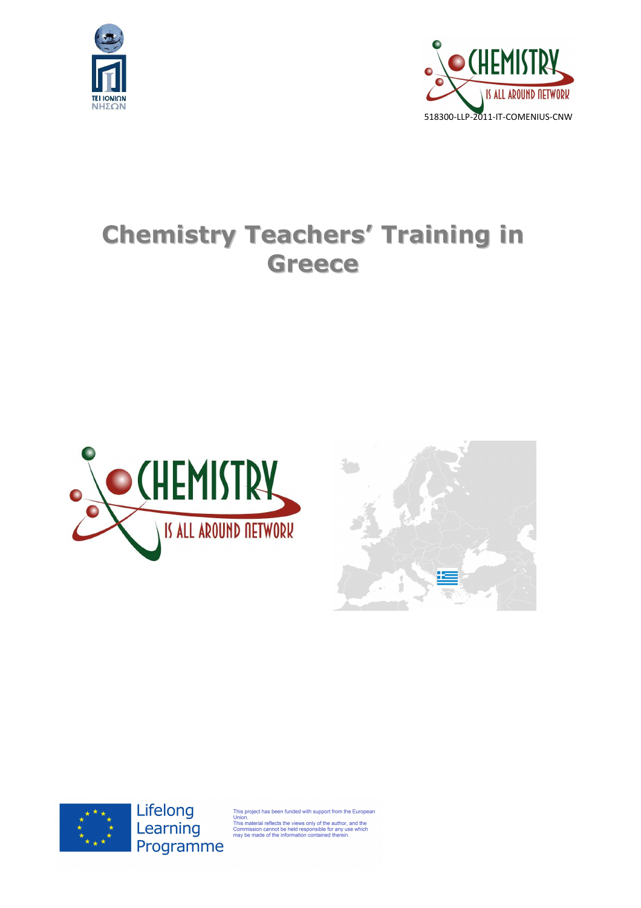TEI IONIΩN
ΝΗΣΩΝ

CHEMISTRY IS ALL AROUND NETWORK

518300-LLP-2011-IT-COMENIUS-CNW

# Chemistry Teachers' Training in Greece

CHEMISTRY IS ALL AROUND NETWORK

Lifelong Learning Programme

This project has been funded with support from the European Union.
This material reflects the views only of the author, and the Commission cannot be held responsible for any use which may be made of the information contained therein.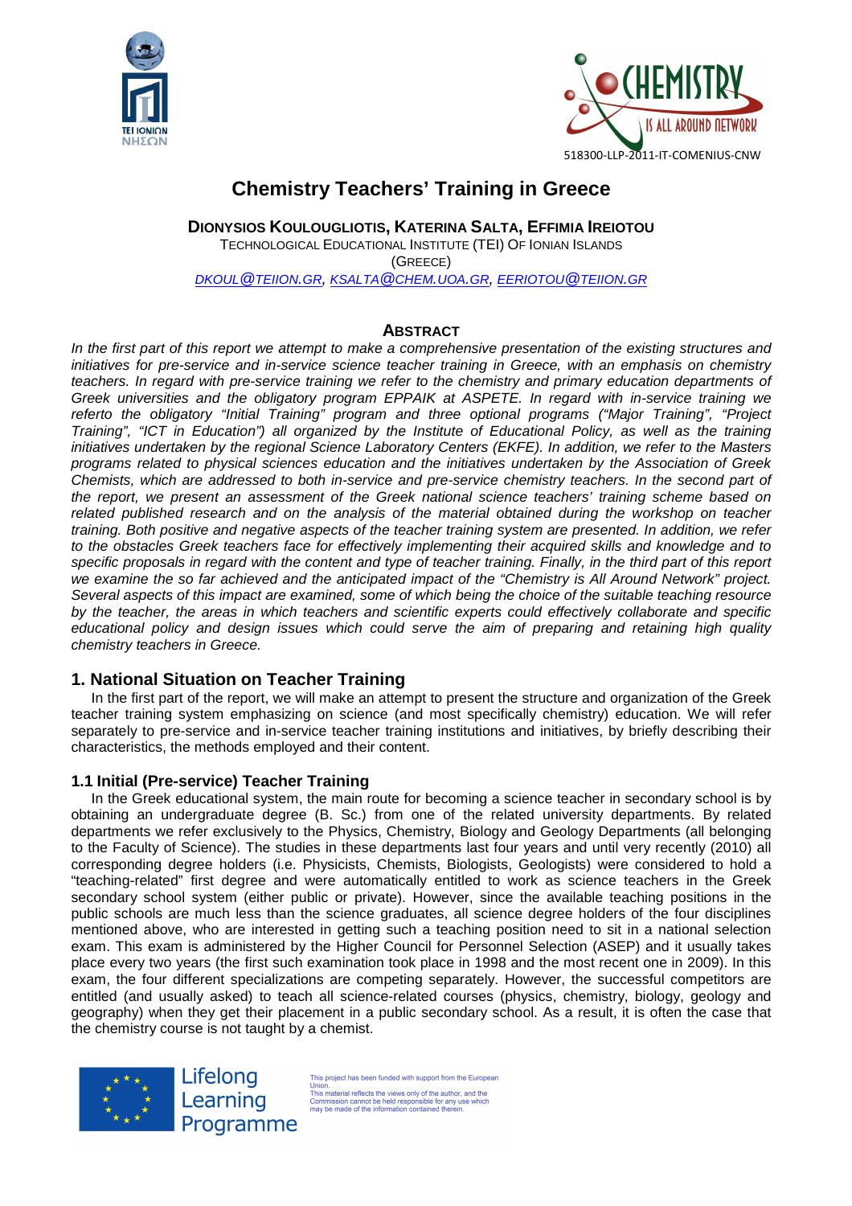# Chemistry Teachers' Training in Greece

**DIONYSIOS KOULOUGLIOTIS, KATERINA SALTA, EFFIMIA IREIOTOU**
TECHNOLOGICAL EDUCATIONAL INSTITUTE (TEI) OF IONIAN ISLANDS
(GREECE)
DKOUL@TEIION.GR, KSALTA@CHEM.UOA.GR, EERIOTOU@TEIION.GR

## ABSTRACT

*In the first part of this report we attempt to make a comprehensive presentation of the existing structures and initiatives for pre-service and in-service science teacher training in Greece, with an emphasis on chemistry teachers. In regard with pre-service training we refer to the chemistry and primary education departments of Greek universities and the obligatory program EPPAIK at ASPETE. In regard with in-service training we referto the obligatory "Initial Training" program and three optional programs ("Major Training", "Project Training", "ICT in Education") all organized by the Institute of Educational Policy, as well as the training initiatives undertaken by the regional Science Laboratory Centers (EKFE). In addition, we refer to the Masters programs related to physical sciences education and the initiatives undertaken by the Association of Greek Chemists, which are addressed to both in-service and pre-service chemistry teachers. In the second part of the report, we present an assessment of the Greek national science teachers' training scheme based on related published research and on the analysis of the material obtained during the workshop on teacher training. Both positive and negative aspects of the teacher training system are presented. In addition, we refer to the obstacles Greek teachers face for effectively implementing their acquired skills and knowledge and to specific proposals in regard with the content and type of teacher training. Finally, in the third part of this report we examine the so far achieved and the anticipated impact of the "Chemistry is All Around Network" project. Several aspects of this impact are examined, some of which being the choice of the suitable teaching resource by the teacher, the areas in which teachers and scientific experts could effectively collaborate and specific educational policy and design issues which could serve the aim of preparing and retaining high quality chemistry teachers in Greece.*

## 1. National Situation on Teacher Training

In the first part of the report, we will make an attempt to present the structure and organization of the Greek teacher training system emphasizing on science (and most specifically chemistry) education. We will refer separately to pre-service and in-service teacher training institutions and initiatives, by briefly describing their characteristics, the methods employed and their content.

### 1.1 Initial (Pre-service) Teacher Training

In the Greek educational system, the main route for becoming a science teacher in secondary school is by obtaining an undergraduate degree (B. Sc.) from one of the related university departments. By related departments we refer exclusively to the Physics, Chemistry, Biology and Geology Departments (all belonging to the Faculty of Science). The studies in these departments last four years and until very recently (2010) all corresponding degree holders (i.e. Physicists, Chemists, Biologists, Geologists) were considered to hold a "teaching-related" first degree and were automatically entitled to work as science teachers in the Greek secondary school system (either public or private). However, since the available teaching positions in the public schools are much less than the science graduates, all science degree holders of the four disciplines mentioned above, who are interested in getting such a teaching position need to sit in a national selection exam. This exam is administered by the Higher Council for Personnel Selection (ASEP) and it usually takes place every two years (the first such examination took place in 1998 and the most recent one in 2009). In this exam, the four different specializations are competing separately. However, the successful competitors are entitled (and usually asked) to teach all science-related courses (physics, chemistry, biology, geology and geography) when they get their placement in a public secondary school. As a result, it is often the case that the chemistry course is not taught by a chemist.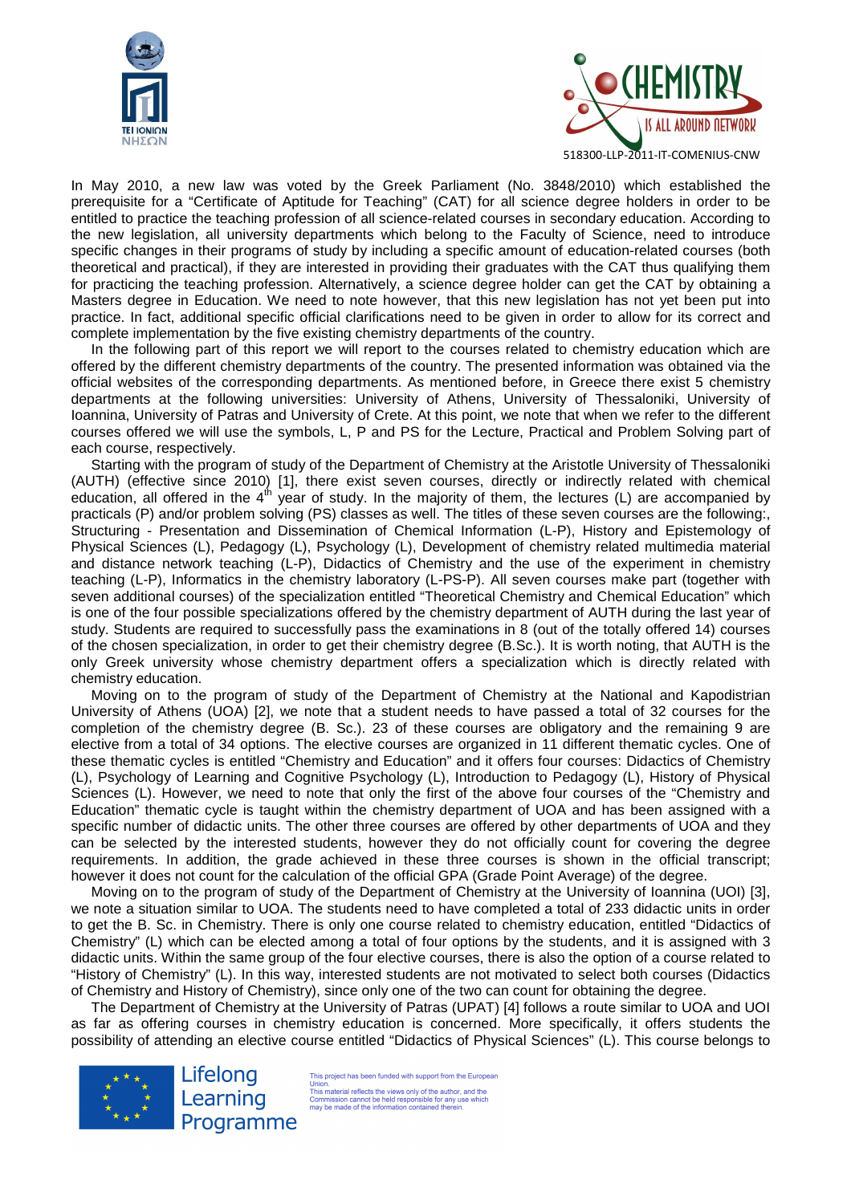In May 2010, a new law was voted by the Greek Parliament (No. 3848/2010) which established the prerequisite for a “Certificate of Aptitude for Teaching” (CAT) for all science degree holders in order to be entitled to practice the teaching profession of all science-related courses in secondary education. According to the new legislation, all university departments which belong to the Faculty of Science, need to introduce specific changes in their programs of study by including a specific amount of education-related courses (both theoretical and practical), if they are interested in providing their graduates with the CAT thus qualifying them for practicing the teaching profession. Alternatively, a science degree holder can get the CAT by obtaining a Masters degree in Education. We need to note however, that this new legislation has not yet been put into practice. In fact, additional specific official clarifications need to be given in order to allow for its correct and complete implementation by the five existing chemistry departments of the country.

In the following part of this report we will report to the courses related to chemistry education which are offered by the different chemistry departments of the country. The presented information was obtained via the official websites of the corresponding departments. As mentioned before, in Greece there exist 5 chemistry departments at the following universities: University of Athens, University of Thessaloniki, University of Ioannina, University of Patras and University of Crete. At this point, we note that when we refer to the different courses offered we will use the symbols, L, P and PS for the Lecture, Practical and Problem Solving part of each course, respectively.

Starting with the program of study of the Department of Chemistry at the Aristotle University of Thessaloniki (AUTH) (effective since 2010) [1], there exist seven courses, directly or indirectly related with chemical education, all offered in the 4$^{th}$ year of study. In the majority of them, the lectures (L) are accompanied by practicals (P) and/or problem solving (PS) classes as well. The titles of these seven courses are the following:, Structuring - Presentation and Dissemination of Chemical Information (L-P), History and Epistemology of Physical Sciences (L), Pedagogy (L), Psychology (L), Development of chemistry related multimedia material and distance network teaching (L-P), Didactics of Chemistry and the use of the experiment in chemistry teaching (L-P), Informatics in the chemistry laboratory (L-PS-P). All seven courses make part (together with seven additional courses) of the specialization entitled “Theoretical Chemistry and Chemical Education” which is one of the four possible specializations offered by the chemistry department of AUTH during the last year of study. Students are required to successfully pass the examinations in 8 (out of the totally offered 14) courses of the chosen specialization, in order to get their chemistry degree (B.Sc.). It is worth noting, that AUTH is the only Greek university whose chemistry department offers a specialization which is directly related with chemistry education.

Moving on to the program of study of the Department of Chemistry at the National and Kapodistrian University of Athens (UOA) [2], we note that a student needs to have passed a total of 32 courses for the completion of the chemistry degree (B. Sc.). 23 of these courses are obligatory and the remaining 9 are elective from a total of 34 options. The elective courses are organized in 11 different thematic cycles. One of these thematic cycles is entitled “Chemistry and Education” and it offers four courses: Didactics of Chemistry (L), Psychology of Learning and Cognitive Psychology (L), Introduction to Pedagogy (L), History of Physical Sciences (L). However, we need to note that only the first of the above four courses of the “Chemistry and Education” thematic cycle is taught within the chemistry department of UOA and has been assigned with a specific number of didactic units. The other three courses are offered by other departments of UOA and they can be selected by the interested students, however they do not officially count for covering the degree requirements. In addition, the grade achieved in these three courses is shown in the official transcript; however it does not count for the calculation of the official GPA (Grade Point Average) of the degree.

Moving on to the program of study of the Department of Chemistry at the University of Ioannina (UOI) [3], we note a situation similar to UOA. The students need to have completed a total of 233 didactic units in order to get the B. Sc. in Chemistry. There is only one course related to chemistry education, entitled “Didactics of Chemistry” (L) which can be elected among a total of four options by the students, and it is assigned with 3 didactic units. Within the same group of the four elective courses, there is also the option of a course related to “History of Chemistry” (L). In this way, interested students are not motivated to select both courses (Didactics of Chemistry and History of Chemistry), since only one of the two can count for obtaining the degree.

The Department of Chemistry at the University of Patras (UPAT) [4] follows a route similar to UOA and UOI as far as offering courses in chemistry education is concerned. More specifically, it offers students the possibility of attending an elective course entitled “Didactics of Physical Sciences” (L). This course belongs to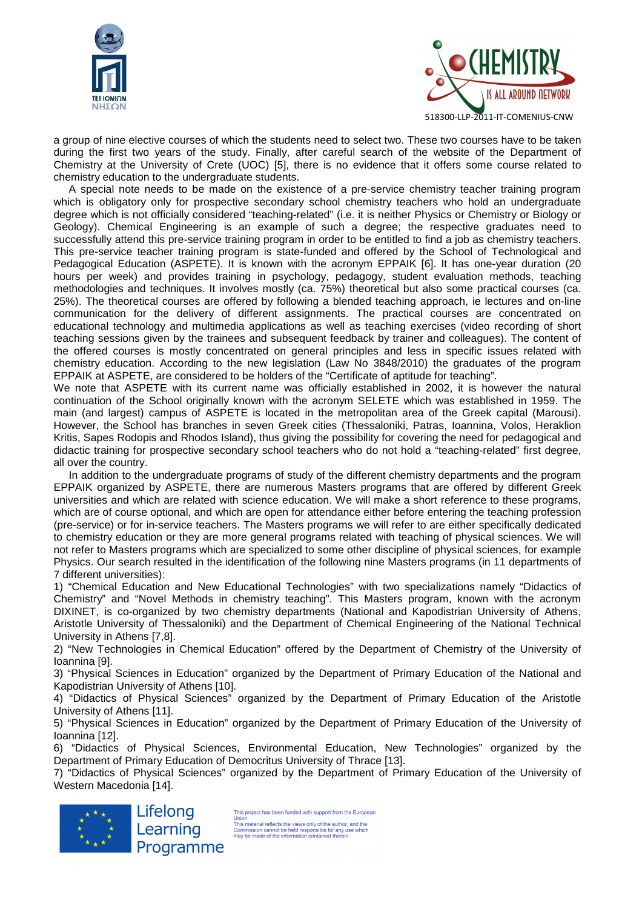a group of nine elective courses of which the students need to select two. These two courses have to be taken during the first two years of the study. Finally, after careful search of the website of the Department of Chemistry at the University of Crete (UOC) [5], there is no evidence that it offers some course related to chemistry education to the undergraduate students.

A special note needs to be made on the existence of a pre-service chemistry teacher training program which is obligatory only for prospective secondary school chemistry teachers who hold an undergraduate degree which is not officially considered "teaching-related" (i.e. it is neither Physics or Chemistry or Biology or Geology). Chemical Engineering is an example of such a degree; the respective graduates need to successfully attend this pre-service training program in order to be entitled to find a job as chemistry teachers. This pre-service teacher training program is state-funded and offered by the School of Technological and Pedagogical Education (ASPETE). It is known with the acronym EPPAIK [6]. It has one-year duration (20 hours per week) and provides training in psychology, pedagogy, student evaluation methods, teaching methodologies and techniques. It involves mostly (ca. 75%) theoretical but also some practical courses (ca. 25%). The theoretical courses are offered by following a blended teaching approach, ie lectures and on-line communication for the delivery of different assignments. The practical courses are concentrated on educational technology and multimedia applications as well as teaching exercises (video recording of short teaching sessions given by the trainees and subsequent feedback by trainer and colleagues). The content of the offered courses is mostly concentrated on general principles and less in specific issues related with chemistry education. According to the new legislation (Law No 3848/2010) the graduates of the program EPPAIK at ASPETE, are considered to be holders of the "Certificate of aptitude for teaching".

We note that ASPETE with its current name was officially established in 2002, it is however the natural continuation of the School originally known with the acronym SELETE which was established in 1959. The main (and largest) campus of ASPETE is located in the metropolitan area of the Greek capital (Marousi). However, the School has branches in seven Greek cities (Thessaloniki, Patras, Ioannina, Volos, Heraklion Kritis, Sapes Rodopis and Rhodos Island), thus giving the possibility for covering the need for pedagogical and didactic training for prospective secondary school teachers who do not hold a "teaching-related" first degree, all over the country.

In addition to the undergraduate programs of study of the different chemistry departments and the program EPPAIK organized by ASPETE, there are numerous Masters programs that are offered by different Greek universities and which are related with science education. We will make a short reference to these programs, which are of course optional, and which are open for attendance either before entering the teaching profession (pre-service) or for in-service teachers. The Masters programs we will refer to are either specifically dedicated to chemistry education or they are more general programs related with teaching of physical sciences. We will not refer to Masters programs which are specialized to some other discipline of physical sciences, for example Physics. Our search resulted in the identification of the following nine Masters programs (in 11 departments of 7 different universities):

1) "Chemical Education and New Educational Technologies" with two specializations namely "Didactics of Chemistry" and "Novel Methods in chemistry teaching". This Masters program, known with the acronym DIXINET, is co-organized by two chemistry departments (National and Kapodistrian University of Athens, Aristotle University of Thessaloniki) and the Department of Chemical Engineering of the National Technical University in Athens [7,8].

2) "New Technologies in Chemical Education" offered by the Department of Chemistry of the University of Ioannina [9].

3) "Physical Sciences in Education" organized by the Department of Primary Education of the National and Kapodistrian University of Athens [10].

4) "Didactics of Physical Sciences" organized by the Department of Primary Education of the Aristotle University of Athens [11].

5) "Physical Sciences in Education" organized by the Department of Primary Education of the University of Ioannina [12].

6) "Didactics of Physical Sciences, Environmental Education, New Technologies" organized by the Department of Primary Education of Democritus University of Thrace [13].

7) "Didactics of Physical Sciences" organized by the Department of Primary Education of the University of Western Macedonia [14].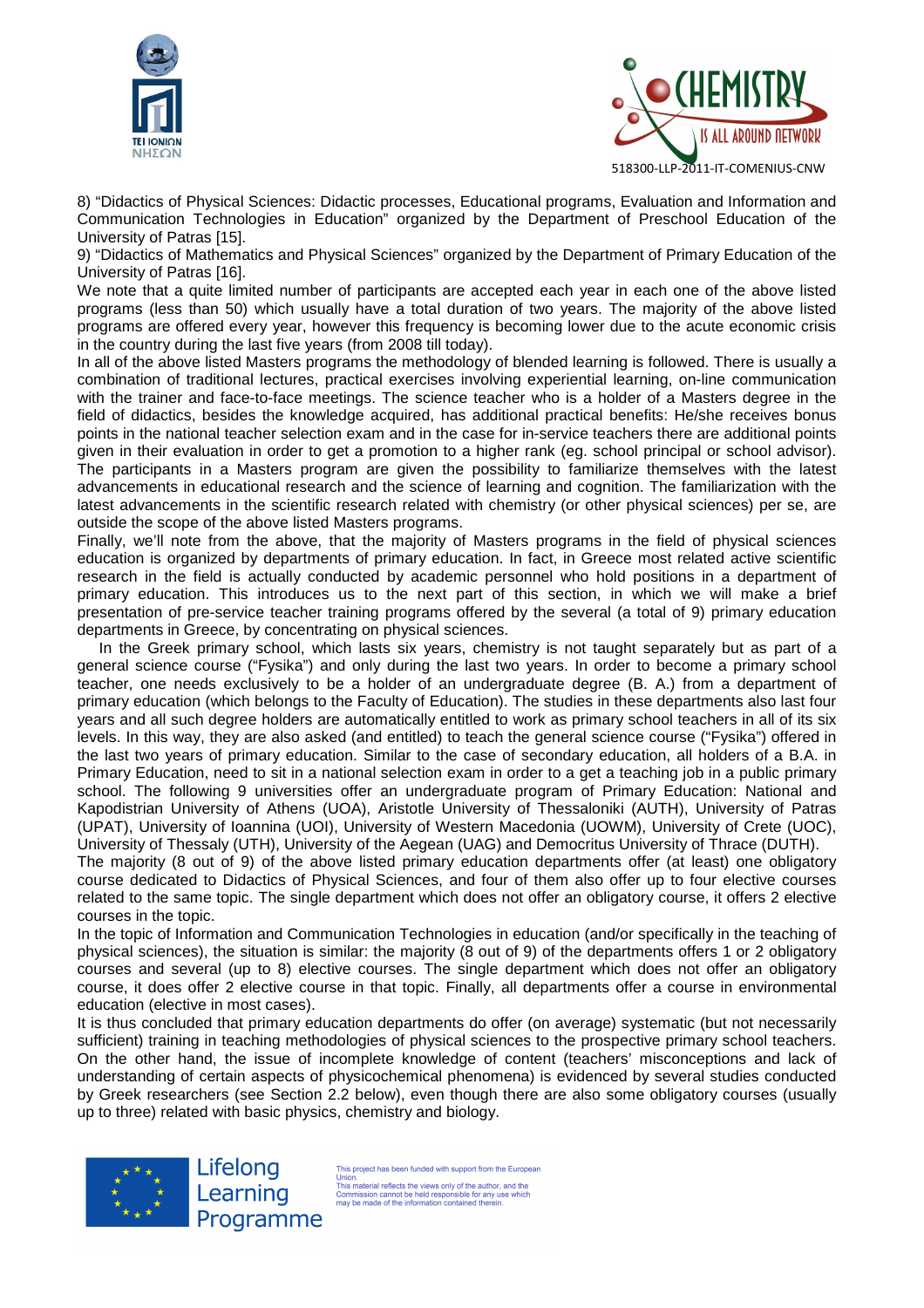8) “Didactics of Physical Sciences: Didactic processes, Educational programs, Evaluation and Information and Communication Technologies in Education” organized by the Department of Preschool Education of the University of Patras [15].

9) “Didactics of Mathematics and Physical Sciences” organized by the Department of Primary Education of the University of Patras [16].

We note that a quite limited number of participants are accepted each year in each one of the above listed programs (less than 50) which usually have a total duration of two years. The majority of the above listed programs are offered every year, however this frequency is becoming lower due to the acute economic crisis in the country during the last five years (from 2008 till today).

In all of the above listed Masters programs the methodology of blended learning is followed. There is usually a combination of traditional lectures, practical exercises involving experiential learning, on-line communication with the trainer and face-to-face meetings. The science teacher who is a holder of a Masters degree in the field of didactics, besides the knowledge acquired, has additional practical benefits: He/she receives bonus points in the national teacher selection exam and in the case for in-service teachers there are additional points given in their evaluation in order to get a promotion to a higher rank (eg. school principal or school advisor). The participants in a Masters program are given the possibility to familiarize themselves with the latest advancements in educational research and the science of learning and cognition. The familiarization with the latest advancements in the scientific research related with chemistry (or other physical sciences) per se, are outside the scope of the above listed Masters programs.

Finally, we'll note from the above, that the majority of Masters programs in the field of physical sciences education is organized by departments of primary education. In fact, in Greece most related active scientific research in the field is actually conducted by academic personnel who hold positions in a department of primary education. This introduces us to the next part of this section, in which we will make a brief presentation of pre-service teacher training programs offered by the several (a total of 9) primary education departments in Greece, by concentrating on physical sciences.

In the Greek primary school, which lasts six years, chemistry is not taught separately but as part of a general science course (“Fysika”) and only during the last two years. In order to become a primary school teacher, one needs exclusively to be a holder of an undergraduate degree (B. A.) from a department of primary education (which belongs to the Faculty of Education). The studies in these departments also last four years and all such degree holders are automatically entitled to work as primary school teachers in all of its six levels. In this way, they are also asked (and entitled) to teach the general science course (“Fysika”) offered in the last two years of primary education. Similar to the case of secondary education, all holders of a B.A. in Primary Education, need to sit in a national selection exam in order to a get a teaching job in a public primary school. The following 9 universities offer an undergraduate program of Primary Education: National and Kapodistrian University of Athens (UOA), Aristotle University of Thessaloniki (AUTH), University of Patras (UPAT), University of Ioannina (UOI), University of Western Macedonia (UOWM), University of Crete (UOC), University of Thessaly (UTH), University of the Aegean (UAG) and Democritus University of Thrace (DUTH).

The majority (8 out of 9) of the above listed primary education departments offer (at least) one obligatory course dedicated to Didactics of Physical Sciences, and four of them also offer up to four elective courses related to the same topic. The single department which does not offer an obligatory course, it offers 2 elective courses in the topic.

In the topic of Information and Communication Technologies in education (and/or specifically in the teaching of physical sciences), the situation is similar: the majority (8 out of 9) of the departments offers 1 or 2 obligatory courses and several (up to 8) elective courses. The single department which does not offer an obligatory course, it does offer 2 elective course in that topic. Finally, all departments offer a course in environmental education (elective in most cases).

It is thus concluded that primary education departments do offer (on average) systematic (but not necessarily sufficient) training in teaching methodologies of physical sciences to the prospective primary school teachers. On the other hand, the issue of incomplete knowledge of content (teachers' misconceptions and lack of understanding of certain aspects of physicochemical phenomena) is evidenced by several studies conducted by Greek researchers (see Section 2.2 below), even though there are also some obligatory courses (usually up to three) related with basic physics, chemistry and biology.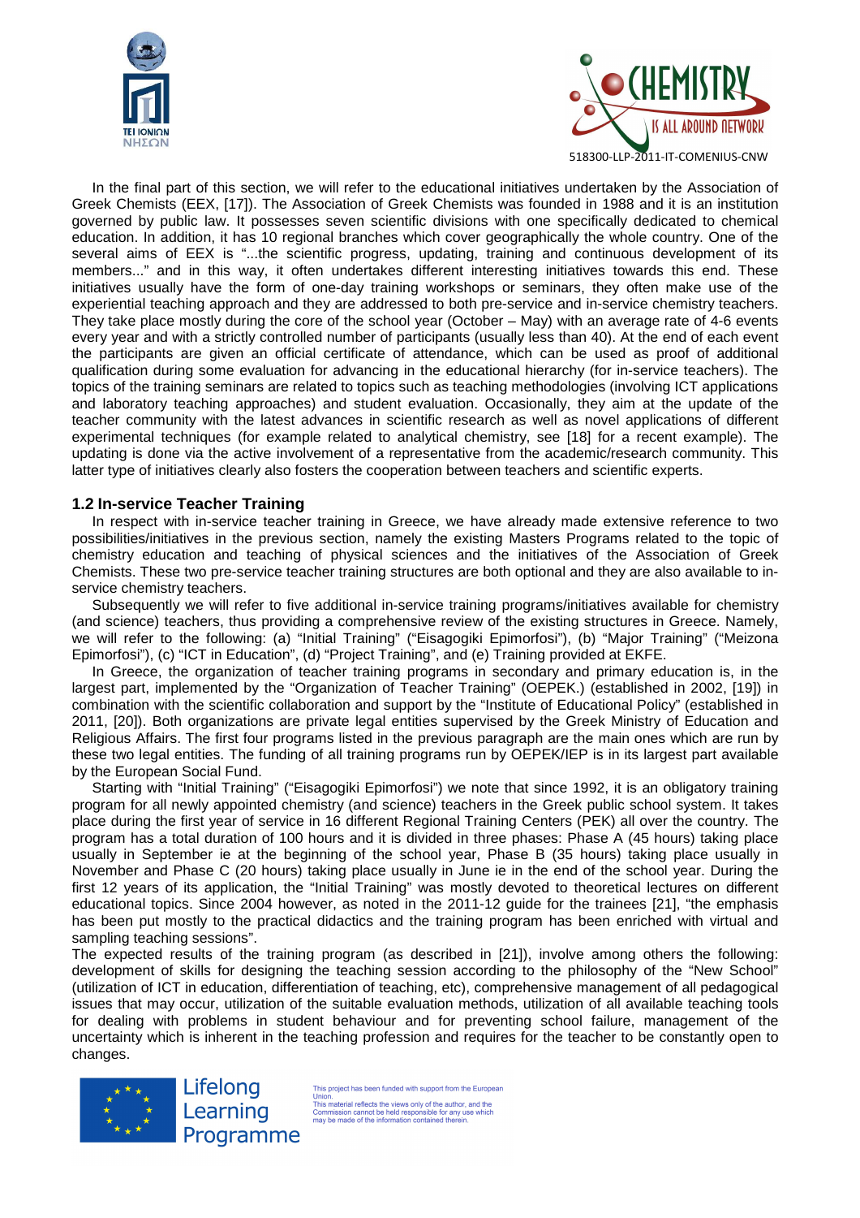In the final part of this section, we will refer to the educational initiatives undertaken by the Association of Greek Chemists (EEX, [17]). The Association of Greek Chemists was founded in 1988 and it is an institution governed by public law. It possesses seven scientific divisions with one specifically dedicated to chemical education. In addition, it has 10 regional branches which cover geographically the whole country. One of the several aims of EEX is "...the scientific progress, updating, training and continuous development of its members..." and in this way, it often undertakes different interesting initiatives towards this end. These initiatives usually have the form of one-day training workshops or seminars, they often make use of the experiential teaching approach and they are addressed to both pre-service and in-service chemistry teachers. They take place mostly during the core of the school year (October – May) with an average rate of 4-6 events every year and with a strictly controlled number of participants (usually less than 40). At the end of each event the participants are given an official certificate of attendance, which can be used as proof of additional qualification during some evaluation for advancing in the educational hierarchy (for in-service teachers). The topics of the training seminars are related to topics such as teaching methodologies (involving ICT applications and laboratory teaching approaches) and student evaluation. Occasionally, they aim at the update of the teacher community with the latest advances in scientific research as well as novel applications of different experimental techniques (for example related to analytical chemistry, see [18] for a recent example). The updating is done via the active involvement of a representative from the academic/research community. This latter type of initiatives clearly also fosters the cooperation between teachers and scientific experts.

## 1.2 In-service Teacher Training

In respect with in-service teacher training in Greece, we have already made extensive reference to two possibilities/initiatives in the previous section, namely the existing Masters Programs related to the topic of chemistry education and teaching of physical sciences and the initiatives of the Association of Greek Chemists. These two pre-service teacher training structures are both optional and they are also available to in-service chemistry teachers.

Subsequently we will refer to five additional in-service training programs/initiatives available for chemistry (and science) teachers, thus providing a comprehensive review of the existing structures in Greece. Namely, we will refer to the following: (a) "Initial Training" ("Eisagogiki Epimorfosi"), (b) "Major Training" ("Meizona Epimorfosi"), (c) "ICT in Education", (d) "Project Training", and (e) Training provided at EKFE.

In Greece, the organization of teacher training programs in secondary and primary education is, in the largest part, implemented by the "Organization of Teacher Training" (OEPEK.) (established in 2002, [19]) in combination with the scientific collaboration and support by the "Institute of Educational Policy" (established in 2011, [20]). Both organizations are private legal entities supervised by the Greek Ministry of Education and Religious Affairs. The first four programs listed in the previous paragraph are the main ones which are run by these two legal entities. The funding of all training programs run by OEPEK/IEP is in its largest part available by the European Social Fund.

Starting with "Initial Training" ("Eisagogiki Epimorfosi") we note that since 1992, it is an obligatory training program for all newly appointed chemistry (and science) teachers in the Greek public school system. It takes place during the first year of service in 16 different Regional Training Centers (PEK) all over the country. The program has a total duration of 100 hours and it is divided in three phases: Phase A (45 hours) taking place usually in September ie at the beginning of the school year, Phase B (35 hours) taking place usually in November and Phase C (20 hours) taking place usually in June ie in the end of the school year. During the first 12 years of its application, the "Initial Training" was mostly devoted to theoretical lectures on different educational topics. Since 2004 however, as noted in the 2011-12 guide for the trainees [21], "the emphasis has been put mostly to the practical didactics and the training program has been enriched with virtual and sampling teaching sessions".

The expected results of the training program (as described in [21]), involve among others the following: development of skills for designing the teaching session according to the philosophy of the "New School" (utilization of ICT in education, differentiation of teaching, etc), comprehensive management of all pedagogical issues that may occur, utilization of the suitable evaluation methods, utilization of all available teaching tools for dealing with problems in student behaviour and for preventing school failure, management of the uncertainty which is inherent in the teaching profession and requires for the teacher to be constantly open to changes.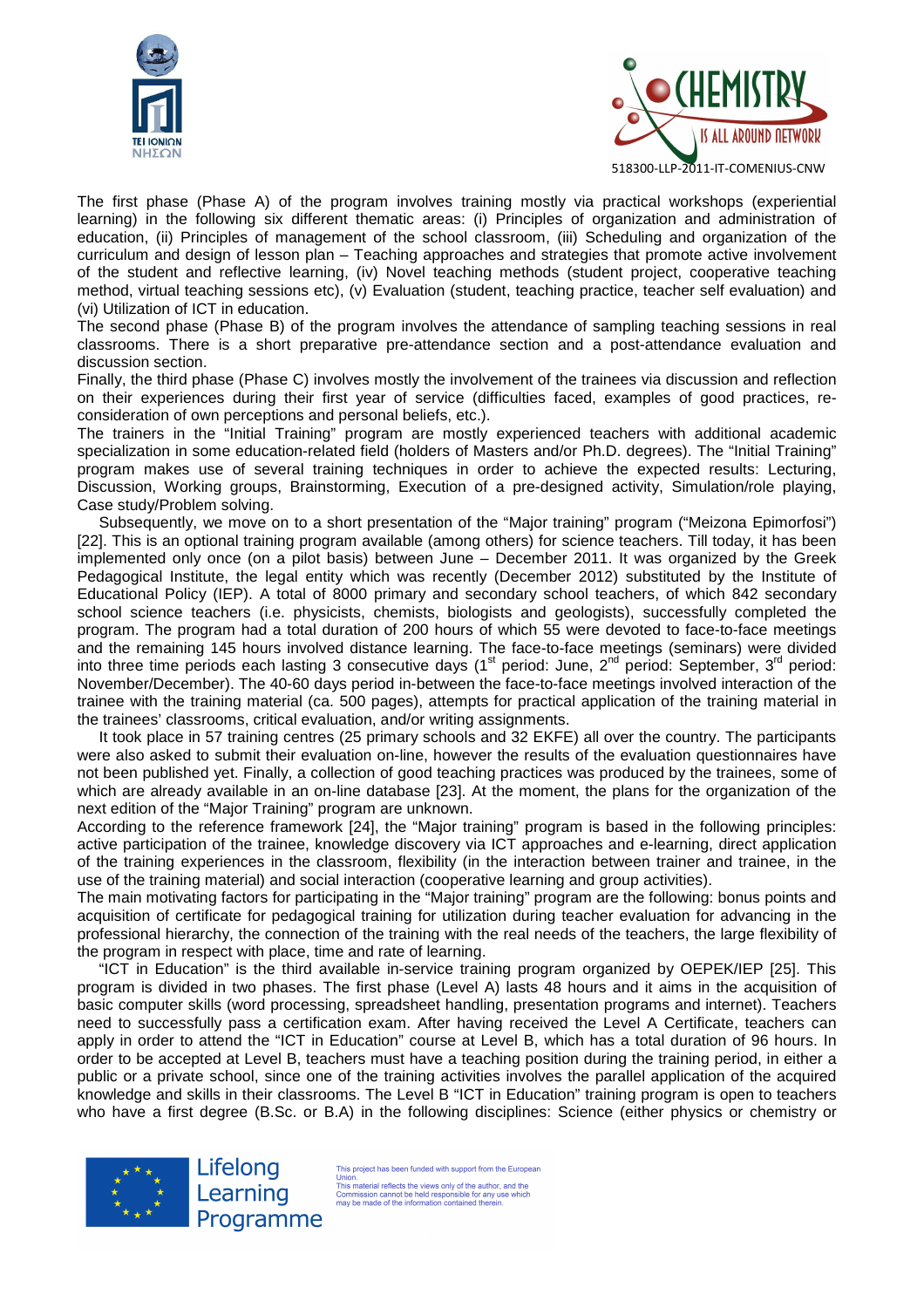The first phase (Phase A) of the program involves training mostly via practical workshops (experiential learning) in the following six different thematic areas: (i) Principles of organization and administration of education, (ii) Principles of management of the school classroom, (iii) Scheduling and organization of the curriculum and design of lesson plan – Teaching approaches and strategies that promote active involvement of the student and reflective learning, (iv) Novel teaching methods (student project, cooperative teaching method, virtual teaching sessions etc), (v) Evaluation (student, teaching practice, teacher self evaluation) and (vi) Utilization of ICT in education.

The second phase (Phase B) of the program involves the attendance of sampling teaching sessions in real classrooms. There is a short preparative pre-attendance section and a post-attendance evaluation and discussion section.

Finally, the third phase (Phase C) involves mostly the involvement of the trainees via discussion and reflection on their experiences during their first year of service (difficulties faced, examples of good practices, re-consideration of own perceptions and personal beliefs, etc.).

The trainers in the "Initial Training" program are mostly experienced teachers with additional academic specialization in some education-related field (holders of Masters and/or Ph.D. degrees). The "Initial Training" program makes use of several training techniques in order to achieve the expected results: Lecturing, Discussion, Working groups, Brainstorming, Execution of a pre-designed activity, Simulation/role playing, Case study/Problem solving.

Subsequently, we move on to a short presentation of the "Major training" program ("Meizona Epimorfosi") [22]. This is an optional training program available (among others) for science teachers. Till today, it has been implemented only once (on a pilot basis) between June – December 2011. It was organized by the Greek Pedagogical Institute, the legal entity which was recently (December 2012) substituted by the Institute of Educational Policy (IEP). A total of 8000 primary and secondary school teachers, of which 842 secondary school science teachers (i.e. physicists, chemists, biologists and geologists), successfully completed the program. The program had a total duration of 200 hours of which 55 were devoted to face-to-face meetings and the remaining 145 hours involved distance learning. The face-to-face meetings (seminars) were divided into three time periods each lasting 3 consecutive days (1st period: June, 2nd period: September, 3rd period: November/December). The 40-60 days period in-between the face-to-face meetings involved interaction of the trainee with the training material (ca. 500 pages), attempts for practical application of the training material in the trainees' classrooms, critical evaluation, and/or writing assignments.

It took place in 57 training centres (25 primary schools and 32 EKFE) all over the country. The participants were also asked to submit their evaluation on-line, however the results of the evaluation questionnaires have not been published yet. Finally, a collection of good teaching practices was produced by the trainees, some of which are already available in an on-line database [23]. At the moment, the plans for the organization of the next edition of the "Major Training" program are unknown.

According to the reference framework [24], the "Major training" program is based in the following principles: active participation of the trainee, knowledge discovery via ICT approaches and e-learning, direct application of the training experiences in the classroom, flexibility (in the interaction between trainer and trainee, in the use of the training material) and social interaction (cooperative learning and group activities).

The main motivating factors for participating in the "Major training" program are the following: bonus points and acquisition of certificate for pedagogical training for utilization during teacher evaluation for advancing in the professional hierarchy, the connection of the training with the real needs of the teachers, the large flexibility of the program in respect with place, time and rate of learning.

"ICT in Education" is the third available in-service training program organized by OEPEK/IEP [25]. This program is divided in two phases. The first phase (Level A) lasts 48 hours and it aims in the acquisition of basic computer skills (word processing, spreadsheet handling, presentation programs and internet). Teachers need to successfully pass a certification exam. After having received the Level A Certificate, teachers can apply in order to attend the "ICT in Education" course at Level B, which has a total duration of 96 hours. In order to be accepted at Level B, teachers must have a teaching position during the training period, in either a public or a private school, since one of the training activities involves the parallel application of the acquired knowledge and skills in their classrooms. The Level B "ICT in Education" training program is open to teachers who have a first degree (B.Sc. or B.A) in the following disciplines: Science (either physics or chemistry or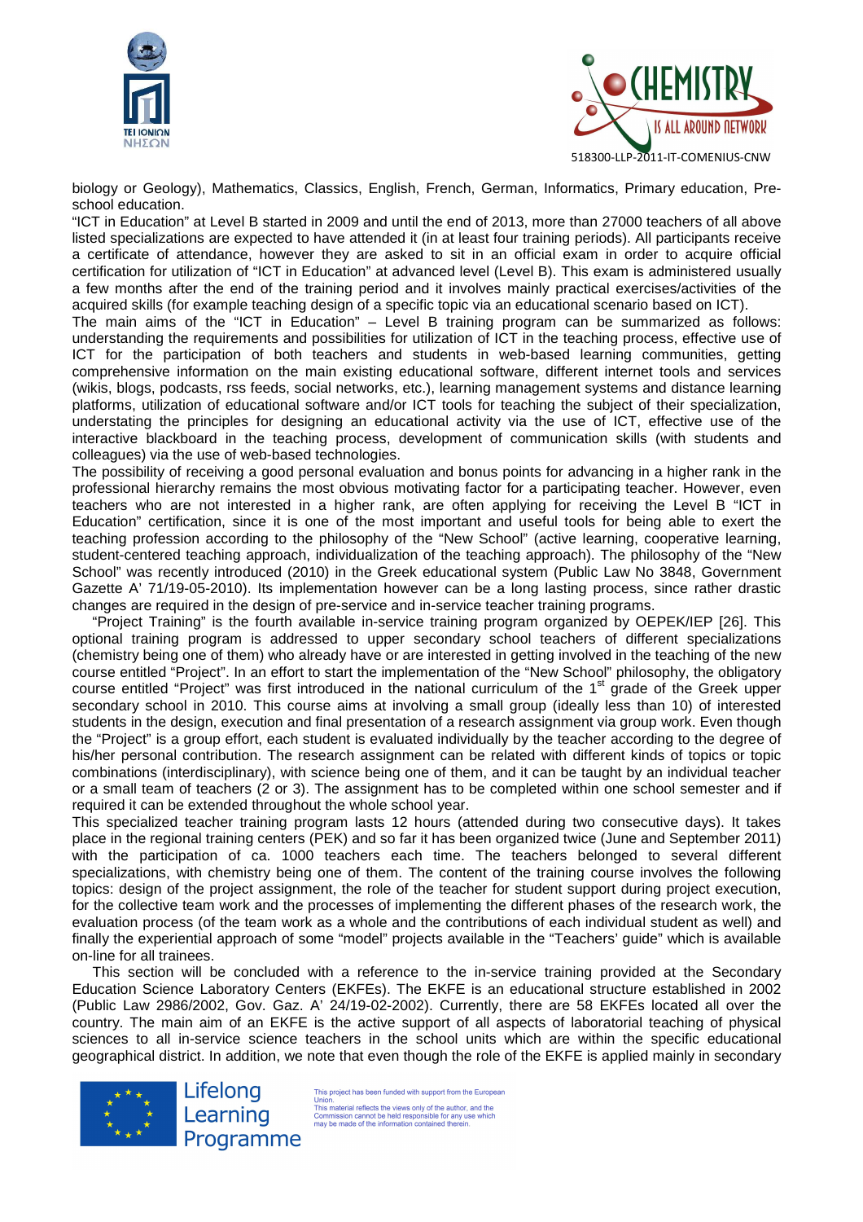biology or Geology), Mathematics, Classics, English, French, German, Informatics, Primary education, Pre-school education.

"ICT in Education" at Level B started in 2009 and until the end of 2013, more than 27000 teachers of all above listed specializations are expected to have attended it (in at least four training periods). All participants receive a certificate of attendance, however they are asked to sit in an official exam in order to acquire official certification for utilization of "ICT in Education" at advanced level (Level B). This exam is administered usually a few months after the end of the training period and it involves mainly practical exercises/activities of the acquired skills (for example teaching design of a specific topic via an educational scenario based on ICT).

The main aims of the "ICT in Education" – Level B training program can be summarized as follows: understanding the requirements and possibilities for utilization of ICT in the teaching process, effective use of ICT for the participation of both teachers and students in web-based learning communities, getting comprehensive information on the main existing educational software, different internet tools and services (wikis, blogs, podcasts, rss feeds, social networks, etc.), learning management systems and distance learning platforms, utilization of educational software and/or ICT tools for teaching the subject of their specialization, understating the principles for designing an educational activity via the use of ICT, effective use of the interactive blackboard in the teaching process, development of communication skills (with students and colleagues) via the use of web-based technologies.

The possibility of receiving a good personal evaluation and bonus points for advancing in a higher rank in the professional hierarchy remains the most obvious motivating factor for a participating teacher. However, even teachers who are not interested in a higher rank, are often applying for receiving the Level B "ICT in Education" certification, since it is one of the most important and useful tools for being able to exert the teaching profession according to the philosophy of the "New School" (active learning, cooperative learning, student-centered teaching approach, individualization of the teaching approach). The philosophy of the "New School" was recently introduced (2010) in the Greek educational system (Public Law No 3848, Government Gazette A' 71/19-05-2010). Its implementation however can be a long lasting process, since rather drastic changes are required in the design of pre-service and in-service teacher training programs.

"Project Training" is the fourth available in-service training program organized by OEPEK/IEP [26]. This optional training program is addressed to upper secondary school teachers of different specializations (chemistry being one of them) who already have or are interested in getting involved in the teaching of the new course entitled "Project". In an effort to start the implementation of the "New School" philosophy, the obligatory course entitled "Project" was first introduced in the national curriculum of the 1st grade of the Greek upper secondary school in 2010. This course aims at involving a small group (ideally less than 10) of interested students in the design, execution and final presentation of a research assignment via group work. Even though the "Project" is a group effort, each student is evaluated individually by the teacher according to the degree of his/her personal contribution. The research assignment can be related with different kinds of topics or topic combinations (interdisciplinary), with science being one of them, and it can be taught by an individual teacher or a small team of teachers (2 or 3). The assignment has to be completed within one school semester and if required it can be extended throughout the whole school year.

This specialized teacher training program lasts 12 hours (attended during two consecutive days). It takes place in the regional training centers (PEK) and so far it has been organized twice (June and September 2011) with the participation of ca. 1000 teachers each time. The teachers belonged to several different specializations, with chemistry being one of them. The content of the training course involves the following topics: design of the project assignment, the role of the teacher for student support during project execution, for the collective team work and the processes of implementing the different phases of the research work, the evaluation process (of the team work as a whole and the contributions of each individual student as well) and finally the experiential approach of some "model" projects available in the "Teachers' guide" which is available on-line for all trainees.

This section will be concluded with a reference to the in-service training provided at the Secondary Education Science Laboratory Centers (EKFEs). The EKFE is an educational structure established in 2002 (Public Law 2986/2002, Gov. Gaz. A' 24/19-02-2002). Currently, there are 58 EKFEs located all over the country. The main aim of an EKFE is the active support of all aspects of laboratorial teaching of physical sciences to all in-service science teachers in the school units which are within the specific educational geographical district. In addition, we note that even though the role of the EKFE is applied mainly in secondary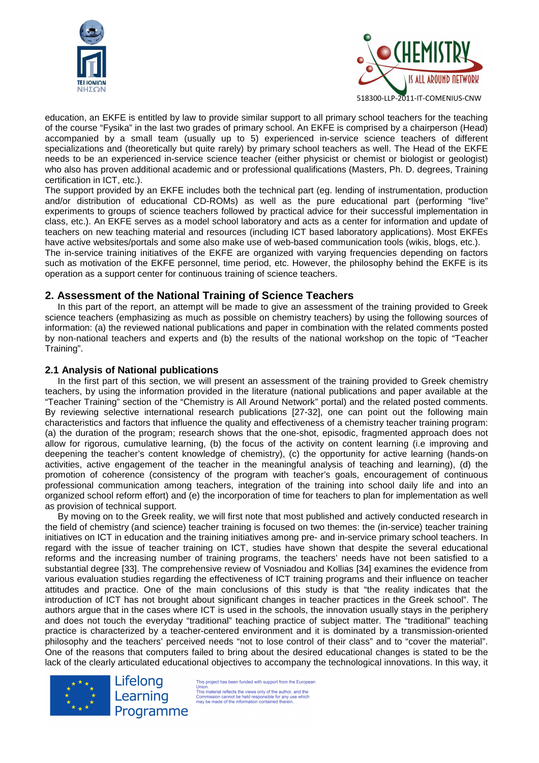education, an EKFE is entitled by law to provide similar support to all primary school teachers for the teaching of the course "Fysika" in the last two grades of primary school. An EKFE is comprised by a chairperson (Head) accompanied by a small team (usually up to 5) experienced in-service science teachers of different specializations and (theoretically but quite rarely) by primary school teachers as well. The Head of the EKFE needs to be an experienced in-service science teacher (either physicist or chemist or biologist or geologist) who also has proven additional academic and or professional qualifications (Masters, Ph. D. degrees, Training certification in ICT, etc.).

The support provided by an EKFE includes both the technical part (eg. lending of instrumentation, production and/or distribution of educational CD-ROMs) as well as the pure educational part (performing "live" experiments to groups of science teachers followed by practical advice for their successful implementation in class, etc.). An EKFE serves as a model school laboratory and acts as a center for information and update of teachers on new teaching material and resources (including ICT based laboratory applications). Most EKFEs have active websites/portals and some also make use of web-based communication tools (wikis, blogs, etc.).

The in-service training initiatives of the EKFE are organized with varying frequencies depending on factors such as motivation of the EKFE personnel, time period, etc. However, the philosophy behind the EKFE is its operation as a support center for continuous training of science teachers.

## 2. Assessment of the National Training of Science Teachers

In this part of the report, an attempt will be made to give an assessment of the training provided to Greek science teachers (emphasizing as much as possible on chemistry teachers) by using the following sources of information: (a) the reviewed national publications and paper in combination with the related comments posted by non-national teachers and experts and (b) the results of the national workshop on the topic of "Teacher Training".

### 2.1 Analysis of National publications

In the first part of this section, we will present an assessment of the training provided to Greek chemistry teachers, by using the information provided in the literature (national publications and paper available at the "Teacher Training" section of the "Chemistry is All Around Network" portal) and the related posted comments. By reviewing selective international research publications [27-32], one can point out the following main characteristics and factors that influence the quality and effectiveness of a chemistry teacher training program: (a) the duration of the program; research shows that the one-shot, episodic, fragmented approach does not allow for rigorous, cumulative learning, (b) the focus of the activity on content learning (i.e improving and deepening the teacher's content knowledge of chemistry), (c) the opportunity for active learning (hands-on activities, active engagement of the teacher in the meaningful analysis of teaching and learning), (d) the promotion of coherence (consistency of the program with teacher's goals, encouragement of continuous professional communication among teachers, integration of the training into school daily life and into an organized school reform effort) and (e) the incorporation of time for teachers to plan for implementation as well as provision of technical support.

By moving on to the Greek reality, we will first note that most published and actively conducted research in the field of chemistry (and science) teacher training is focused on two themes: the (in-service) teacher training initiatives on ICT in education and the training initiatives among pre- and in-service primary school teachers. In regard with the issue of teacher training on ICT, studies have shown that despite the several educational reforms and the increasing number of training programs, the teachers' needs have not been satisfied to a substantial degree [33]. The comprehensive review of Vosniadou and Kollias [34] examines the evidence from various evaluation studies regarding the effectiveness of ICT training programs and their influence on teacher attitudes and practice. One of the main conclusions of this study is that "the reality indicates that the introduction of ICT has not brought about significant changes in teacher practices in the Greek school". The authors argue that in the cases where ICT is used in the schools, the innovation usually stays in the periphery and does not touch the everyday "traditional" teaching practice of subject matter. The "traditional" teaching practice is characterized by a teacher-centered environment and it is dominated by a transmission-oriented philosophy and the teachers' perceived needs "not to lose control of their class" and to "cover the material". One of the reasons that computers failed to bring about the desired educational changes is stated to be the lack of the clearly articulated educational objectives to accompany the technological innovations. In this way, it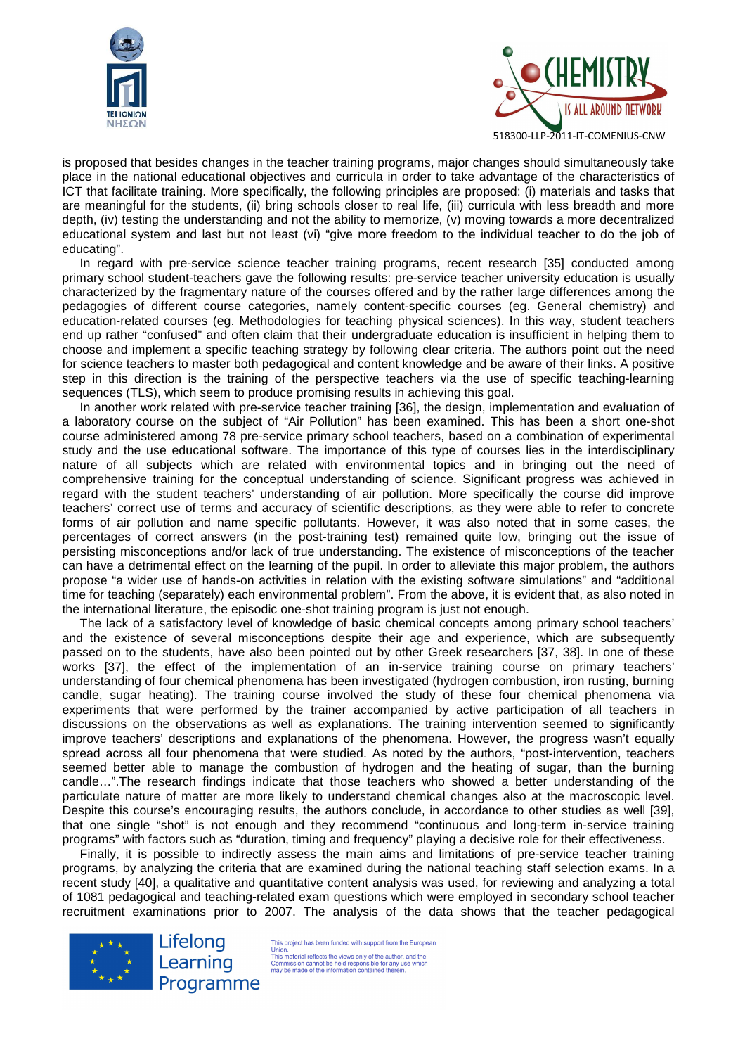is proposed that besides changes in the teacher training programs, major changes should simultaneously take place in the national educational objectives and curricula in order to take advantage of the characteristics of ICT that facilitate training. More specifically, the following principles are proposed: (i) materials and tasks that are meaningful for the students, (ii) bring schools closer to real life, (iii) curricula with less breadth and more depth, (iv) testing the understanding and not the ability to memorize, (v) moving towards a more decentralized educational system and last but not least (vi) "give more freedom to the individual teacher to do the job of educating".

In regard with pre-service science teacher training programs, recent research [35] conducted among primary school student-teachers gave the following results: pre-service teacher university education is usually characterized by the fragmentary nature of the courses offered and by the rather large differences among the pedagogies of different course categories, namely content-specific courses (eg. General chemistry) and education-related courses (eg. Methodologies for teaching physical sciences). In this way, student teachers end up rather "confused" and often claim that their undergraduate education is insufficient in helping them to choose and implement a specific teaching strategy by following clear criteria. The authors point out the need for science teachers to master both pedagogical and content knowledge and be aware of their links. A positive step in this direction is the training of the perspective teachers via the use of specific teaching-learning sequences (TLS), which seem to produce promising results in achieving this goal.

In another work related with pre-service teacher training [36], the design, implementation and evaluation of a laboratory course on the subject of "Air Pollution" has been examined. This has been a short one-shot course administered among 78 pre-service primary school teachers, based on a combination of experimental study and the use educational software. The importance of this type of courses lies in the interdisciplinary nature of all subjects which are related with environmental topics and in bringing out the need of comprehensive training for the conceptual understanding of science. Significant progress was achieved in regard with the student teachers' understanding of air pollution. More specifically the course did improve teachers' correct use of terms and accuracy of scientific descriptions, as they were able to refer to concrete forms of air pollution and name specific pollutants. However, it was also noted that in some cases, the percentages of correct answers (in the post-training test) remained quite low, bringing out the issue of persisting misconceptions and/or lack of true understanding. The existence of misconceptions of the teacher can have a detrimental effect on the learning of the pupil. In order to alleviate this major problem, the authors propose "a wider use of hands-on activities in relation with the existing software simulations" and "additional time for teaching (separately) each environmental problem". From the above, it is evident that, as also noted in the international literature, the episodic one-shot training program is just not enough.

The lack of a satisfactory level of knowledge of basic chemical concepts among primary school teachers' and the existence of several misconceptions despite their age and experience, which are subsequently passed on to the students, have also been pointed out by other Greek researchers [37, 38]. In one of these works [37], the effect of the implementation of an in-service training course on primary teachers' understanding of four chemical phenomena has been investigated (hydrogen combustion, iron rusting, burning candle, sugar heating). The training course involved the study of these four chemical phenomena via experiments that were performed by the trainer accompanied by active participation of all teachers in discussions on the observations as well as explanations. The training intervention seemed to significantly improve teachers' descriptions and explanations of the phenomena. However, the progress wasn't equally spread across all four phenomena that were studied. As noted by the authors, "post-intervention, teachers seemed better able to manage the combustion of hydrogen and the heating of sugar, than the burning candle…".The research findings indicate that those teachers who showed a better understanding of the particulate nature of matter are more likely to understand chemical changes also at the macroscopic level. Despite this course's encouraging results, the authors conclude, in accordance to other studies as well [39], that one single "shot" is not enough and they recommend "continuous and long-term in-service training programs" with factors such as "duration, timing and frequency" playing a decisive role for their effectiveness.

Finally, it is possible to indirectly assess the main aims and limitations of pre-service teacher training programs, by analyzing the criteria that are examined during the national teaching staff selection exams. In a recent study [40], a qualitative and quantitative content analysis was used, for reviewing and analyzing a total of 1081 pedagogical and teaching-related exam questions which were employed in secondary school teacher recruitment examinations prior to 2007. The analysis of the data shows that the teacher pedagogical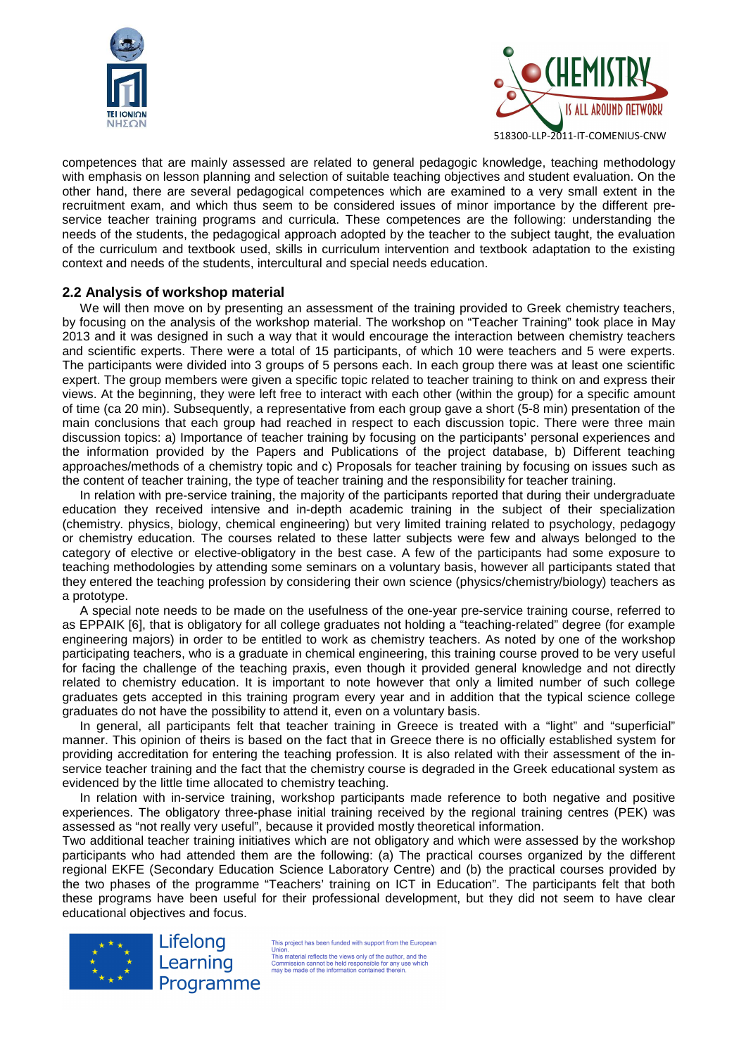competences that are mainly assessed are related to general pedagogic knowledge, teaching methodology with emphasis on lesson planning and selection of suitable teaching objectives and student evaluation. On the other hand, there are several pedagogical competences which are examined to a very small extent in the recruitment exam, and which thus seem to be considered issues of minor importance by the different pre-service teacher training programs and curricula. These competences are the following: understanding the needs of the students, the pedagogical approach adopted by the teacher to the subject taught, the evaluation of the curriculum and textbook used, skills in curriculum intervention and textbook adaptation to the existing context and needs of the students, intercultural and special needs education.

## 2.2 Analysis of workshop material

We will then move on by presenting an assessment of the training provided to Greek chemistry teachers, by focusing on the analysis of the workshop material. The workshop on "Teacher Training" took place in May 2013 and it was designed in such a way that it would encourage the interaction between chemistry teachers and scientific experts. There were a total of 15 participants, of which 10 were teachers and 5 were experts. The participants were divided into 3 groups of 5 persons each. In each group there was at least one scientific expert. The group members were given a specific topic related to teacher training to think on and express their views. At the beginning, they were left free to interact with each other (within the group) for a specific amount of time (ca 20 min). Subsequently, a representative from each group gave a short (5-8 min) presentation of the main conclusions that each group had reached in respect to each discussion topic. There were three main discussion topics: a) Importance of teacher training by focusing on the participants' personal experiences and the information provided by the Papers and Publications of the project database, b) Different teaching approaches/methods of a chemistry topic and c) Proposals for teacher training by focusing on issues such as the content of teacher training, the type of teacher training and the responsibility for teacher training.

In relation with pre-service training, the majority of the participants reported that during their undergraduate education they received intensive and in-depth academic training in the subject of their specialization (chemistry. physics, biology, chemical engineering) but very limited training related to psychology, pedagogy or chemistry education. The courses related to these latter subjects were few and always belonged to the category of elective or elective-obligatory in the best case. A few of the participants had some exposure to teaching methodologies by attending some seminars on a voluntary basis, however all participants stated that they entered the teaching profession by considering their own science (physics/chemistry/biology) teachers as a prototype.

A special note needs to be made on the usefulness of the one-year pre-service training course, referred to as EPPAIK [6], that is obligatory for all college graduates not holding a "teaching-related" degree (for example engineering majors) in order to be entitled to work as chemistry teachers. As noted by one of the workshop participating teachers, who is a graduate in chemical engineering, this training course proved to be very useful for facing the challenge of the teaching praxis, even though it provided general knowledge and not directly related to chemistry education. It is important to note however that only a limited number of such college graduates gets accepted in this training program every year and in addition that the typical science college graduates do not have the possibility to attend it, even on a voluntary basis.

In general, all participants felt that teacher training in Greece is treated with a "light" and "superficial" manner. This opinion of theirs is based on the fact that in Greece there is no officially established system for providing accreditation for entering the teaching profession. It is also related with their assessment of the in-service teacher training and the fact that the chemistry course is degraded in the Greek educational system as evidenced by the little time allocated to chemistry teaching.

In relation with in-service training, workshop participants made reference to both negative and positive experiences. The obligatory three-phase initial training received by the regional training centres (PEK) was assessed as "not really very useful", because it provided mostly theoretical information.

Two additional teacher training initiatives which are not obligatory and which were assessed by the workshop participants who had attended them are the following: (a) The practical courses organized by the different regional EKFE (Secondary Education Science Laboratory Centre) and (b) the practical courses provided by the two phases of the programme "Teachers' training on ICT in Education". The participants felt that both these programs have been useful for their professional development, but they did not seem to have clear educational objectives and focus.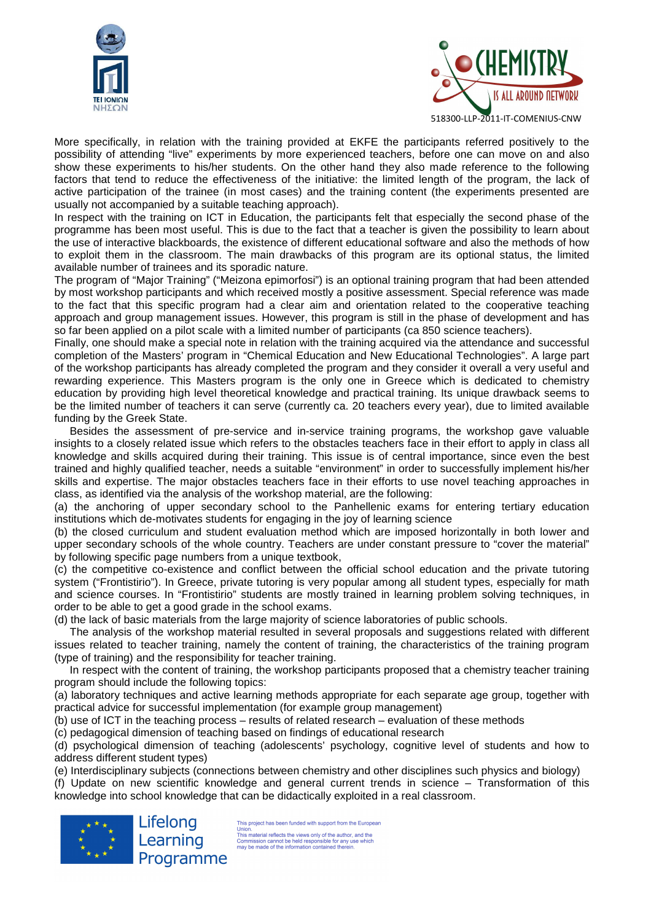More specifically, in relation with the training provided at EKFE the participants referred positively to the possibility of attending "live" experiments by more experienced teachers, before one can move on and also show these experiments to his/her students. On the other hand they also made reference to the following factors that tend to reduce the effectiveness of the initiative: the limited length of the program, the lack of active participation of the trainee (in most cases) and the training content (the experiments presented are usually not accompanied by a suitable teaching approach).

In respect with the training on ICT in Education, the participants felt that especially the second phase of the programme has been most useful. This is due to the fact that a teacher is given the possibility to learn about the use of interactive blackboards, the existence of different educational software and also the methods of how to exploit them in the classroom. The main drawbacks of this program are its optional status, the limited available number of trainees and its sporadic nature.

The program of "Major Training" ("Meizona epimorfosi") is an optional training program that had been attended by most workshop participants and which received mostly a positive assessment. Special reference was made to the fact that this specific program had a clear aim and orientation related to the cooperative teaching approach and group management issues. However, this program is still in the phase of development and has so far been applied on a pilot scale with a limited number of participants (ca 850 science teachers).

Finally, one should make a special note in relation with the training acquired via the attendance and successful completion of the Masters' program in "Chemical Education and New Educational Technologies". A large part of the workshop participants has already completed the program and they consider it overall a very useful and rewarding experience. This Masters program is the only one in Greece which is dedicated to chemistry education by providing high level theoretical knowledge and practical training. Its unique drawback seems to be the limited number of teachers it can serve (currently ca. 20 teachers every year), due to limited available funding by the Greek State.

Besides the assessment of pre-service and in-service training programs, the workshop gave valuable insights to a closely related issue which refers to the obstacles teachers face in their effort to apply in class all knowledge and skills acquired during their training. This issue is of central importance, since even the best trained and highly qualified teacher, needs a suitable "environment" in order to successfully implement his/her skills and expertise. The major obstacles teachers face in their efforts to use novel teaching approaches in class, as identified via the analysis of the workshop material, are the following:

(a) the anchoring of upper secondary school to the Panhellenic exams for entering tertiary education institutions which de-motivates students for engaging in the joy of learning science

(b) the closed curriculum and student evaluation method which are imposed horizontally in both lower and upper secondary schools of the whole country. Teachers are under constant pressure to "cover the material" by following specific page numbers from a unique textbook,

(c) the competitive co-existence and conflict between the official school education and the private tutoring system ("Frontistirio"). In Greece, private tutoring is very popular among all student types, especially for math and science courses. In "Frontistirio" students are mostly trained in learning problem solving techniques, in order to be able to get a good grade in the school exams.

(d) the lack of basic materials from the large majority of science laboratories of public schools.

The analysis of the workshop material resulted in several proposals and suggestions related with different issues related to teacher training, namely the content of training, the characteristics of the training program (type of training) and the responsibility for teacher training.

In respect with the content of training, the workshop participants proposed that a chemistry teacher training program should include the following topics:

(a) laboratory techniques and active learning methods appropriate for each separate age group, together with practical advice for successful implementation (for example group management)

(b) use of ICT in the teaching process – results of related research – evaluation of these methods

(c) pedagogical dimension of teaching based on findings of educational research

(d) psychological dimension of teaching (adolescents' psychology, cognitive level of students and how to address different student types)

(e) Interdisciplinary subjects (connections between chemistry and other disciplines such physics and biology)

(f) Update on new scientific knowledge and general current trends in science – Transformation of this knowledge into school knowledge that can be didactically exploited in a real classroom.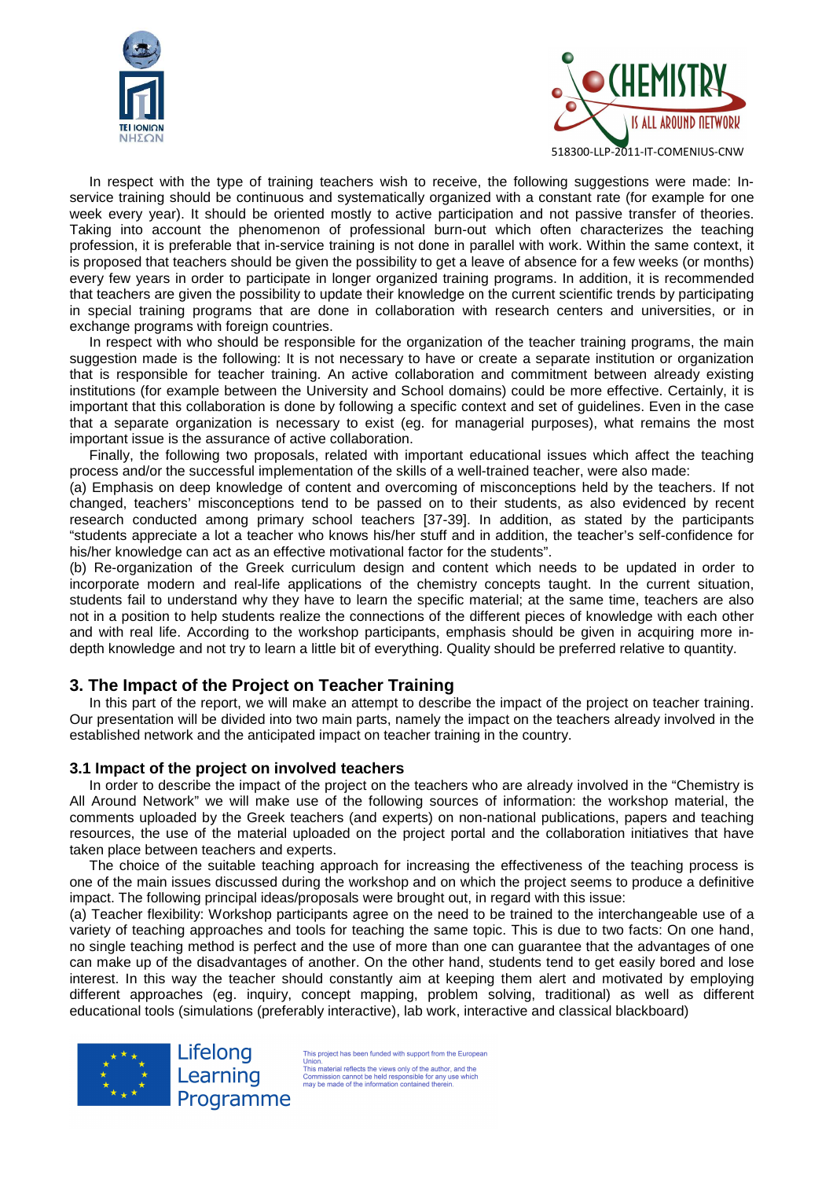In respect with the type of training teachers wish to receive, the following suggestions were made: In-service training should be continuous and systematically organized with a constant rate (for example for one week every year). It should be oriented mostly to active participation and not passive transfer of theories. Taking into account the phenomenon of professional burn-out which often characterizes the teaching profession, it is preferable that in-service training is not done in parallel with work. Within the same context, it is proposed that teachers should be given the possibility to get a leave of absence for a few weeks (or months) every few years in order to participate in longer organized training programs. In addition, it is recommended that teachers are given the possibility to update their knowledge on the current scientific trends by participating in special training programs that are done in collaboration with research centers and universities, or in exchange programs with foreign countries.

In respect with who should be responsible for the organization of the teacher training programs, the main suggestion made is the following: It is not necessary to have or create a separate institution or organization that is responsible for teacher training. An active collaboration and commitment between already existing institutions (for example between the University and School domains) could be more effective. Certainly, it is important that this collaboration is done by following a specific context and set of guidelines. Even in the case that a separate organization is necessary to exist (eg. for managerial purposes), what remains the most important issue is the assurance of active collaboration.

Finally, the following two proposals, related with important educational issues which affect the teaching process and/or the successful implementation of the skills of a well-trained teacher, were also made:

(a) Emphasis on deep knowledge of content and overcoming of misconceptions held by the teachers. If not changed, teachers' misconceptions tend to be passed on to their students, as also evidenced by recent research conducted among primary school teachers [37-39]. In addition, as stated by the participants "students appreciate a lot a teacher who knows his/her stuff and in addition, the teacher's self-confidence for his/her knowledge can act as an effective motivational factor for the students".

(b) Re-organization of the Greek curriculum design and content which needs to be updated in order to incorporate modern and real-life applications of the chemistry concepts taught. In the current situation, students fail to understand why they have to learn the specific material; at the same time, teachers are also not in a position to help students realize the connections of the different pieces of knowledge with each other and with real life. According to the workshop participants, emphasis should be given in acquiring more in-depth knowledge and not try to learn a little bit of everything. Quality should be preferred relative to quantity.

## 3. The Impact of the Project on Teacher Training

In this part of the report, we will make an attempt to describe the impact of the project on teacher training. Our presentation will be divided into two main parts, namely the impact on the teachers already involved in the established network and the anticipated impact on teacher training in the country.

### 3.1 Impact of the project on involved teachers

In order to describe the impact of the project on the teachers who are already involved in the "Chemistry is All Around Network" we will make use of the following sources of information: the workshop material, the comments uploaded by the Greek teachers (and experts) on non-national publications, papers and teaching resources, the use of the material uploaded on the project portal and the collaboration initiatives that have taken place between teachers and experts.

The choice of the suitable teaching approach for increasing the effectiveness of the teaching process is one of the main issues discussed during the workshop and on which the project seems to produce a definitive impact. The following principal ideas/proposals were brought out, in regard with this issue:

(a) Teacher flexibility: Workshop participants agree on the need to be trained to the interchangeable use of a variety of teaching approaches and tools for teaching the same topic. This is due to two facts: On one hand, no single teaching method is perfect and the use of more than one can guarantee that the advantages of one can make up of the disadvantages of another. On the other hand, students tend to get easily bored and lose interest. In this way the teacher should constantly aim at keeping them alert and motivated by employing different approaches (eg. inquiry, concept mapping, problem solving, traditional) as well as different educational tools (simulations (preferably interactive), lab work, interactive and classical blackboard)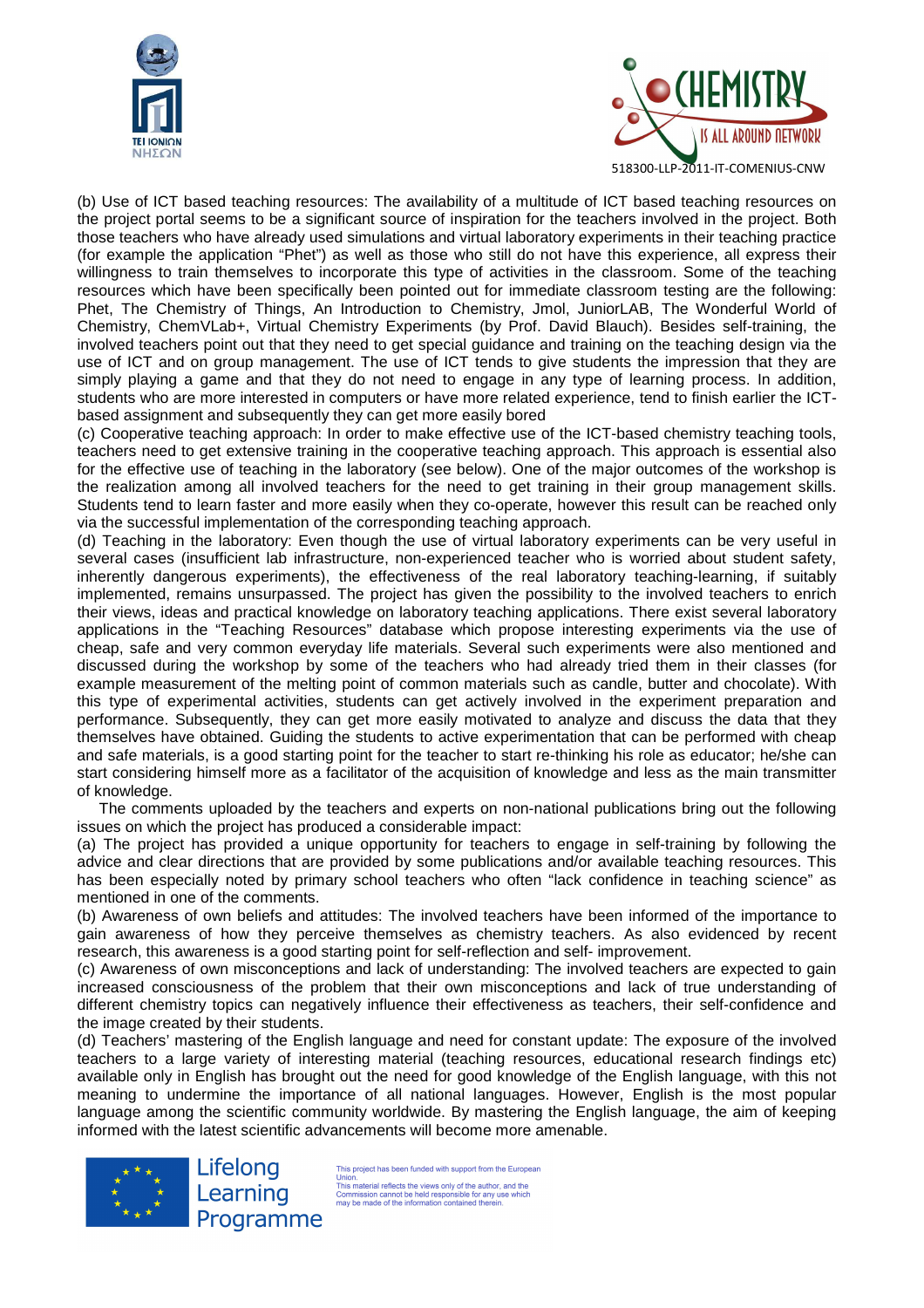(b) Use of ICT based teaching resources: The availability of a multitude of ICT based teaching resources on the project portal seems to be a significant source of inspiration for the teachers involved in the project. Both those teachers who have already used simulations and virtual laboratory experiments in their teaching practice (for example the application "Phet") as well as those who still do not have this experience, all express their willingness to train themselves to incorporate this type of activities in the classroom. Some of the teaching resources which have been specifically been pointed out for immediate classroom testing are the following: Phet, The Chemistry of Things, An Introduction to Chemistry, Jmol, JuniorLAB, The Wonderful World of Chemistry, ChemVLab+, Virtual Chemistry Experiments (by Prof. David Blauch). Besides self-training, the involved teachers point out that they need to get special guidance and training on the teaching design via the use of ICT and on group management. The use of ICT tends to give students the impression that they are simply playing a game and that they do not need to engage in any type of learning process. In addition, students who are more interested in computers or have more related experience, tend to finish earlier the ICT-based assignment and subsequently they can get more easily bored

(c) Cooperative teaching approach: In order to make effective use of the ICT-based chemistry teaching tools, teachers need to get extensive training in the cooperative teaching approach. This approach is essential also for the effective use of teaching in the laboratory (see below). One of the major outcomes of the workshop is the realization among all involved teachers for the need to get training in their group management skills. Students tend to learn faster and more easily when they co-operate, however this result can be reached only via the successful implementation of the corresponding teaching approach.

(d) Teaching in the laboratory: Even though the use of virtual laboratory experiments can be very useful in several cases (insufficient lab infrastructure, non-experienced teacher who is worried about student safety, inherently dangerous experiments), the effectiveness of the real laboratory teaching-learning, if suitably implemented, remains unsurpassed. The project has given the possibility to the involved teachers to enrich their views, ideas and practical knowledge on laboratory teaching applications. There exist several laboratory applications in the "Teaching Resources" database which propose interesting experiments via the use of cheap, safe and very common everyday life materials. Several such experiments were also mentioned and discussed during the workshop by some of the teachers who had already tried them in their classes (for example measurement of the melting point of common materials such as candle, butter and chocolate). With this type of experimental activities, students can get actively involved in the experiment preparation and performance. Subsequently, they can get more easily motivated to analyze and discuss the data that they themselves have obtained. Guiding the students to active experimentation that can be performed with cheap and safe materials, is a good starting point for the teacher to start re-thinking his role as educator; he/she can start considering himself more as a facilitator of the acquisition of knowledge and less as the main transmitter of knowledge.

The comments uploaded by the teachers and experts on non-national publications bring out the following issues on which the project has produced a considerable impact:

(a) The project has provided a unique opportunity for teachers to engage in self-training by following the advice and clear directions that are provided by some publications and/or available teaching resources. This has been especially noted by primary school teachers who often "lack confidence in teaching science" as mentioned in one of the comments.

(b) Awareness of own beliefs and attitudes: The involved teachers have been informed of the importance to gain awareness of how they perceive themselves as chemistry teachers. As also evidenced by recent research, this awareness is a good starting point for self-reflection and self- improvement.

(c) Awareness of own misconceptions and lack of understanding: The involved teachers are expected to gain increased consciousness of the problem that their own misconceptions and lack of true understanding of different chemistry topics can negatively influence their effectiveness as teachers, their self-confidence and the image created by their students.

(d) Teachers' mastering of the English language and need for constant update: The exposure of the involved teachers to a large variety of interesting material (teaching resources, educational research findings etc) available only in English has brought out the need for good knowledge of the English language, with this not meaning to undermine the importance of all national languages. However, English is the most popular language among the scientific community worldwide. By mastering the English language, the aim of keeping informed with the latest scientific advancements will become more amenable.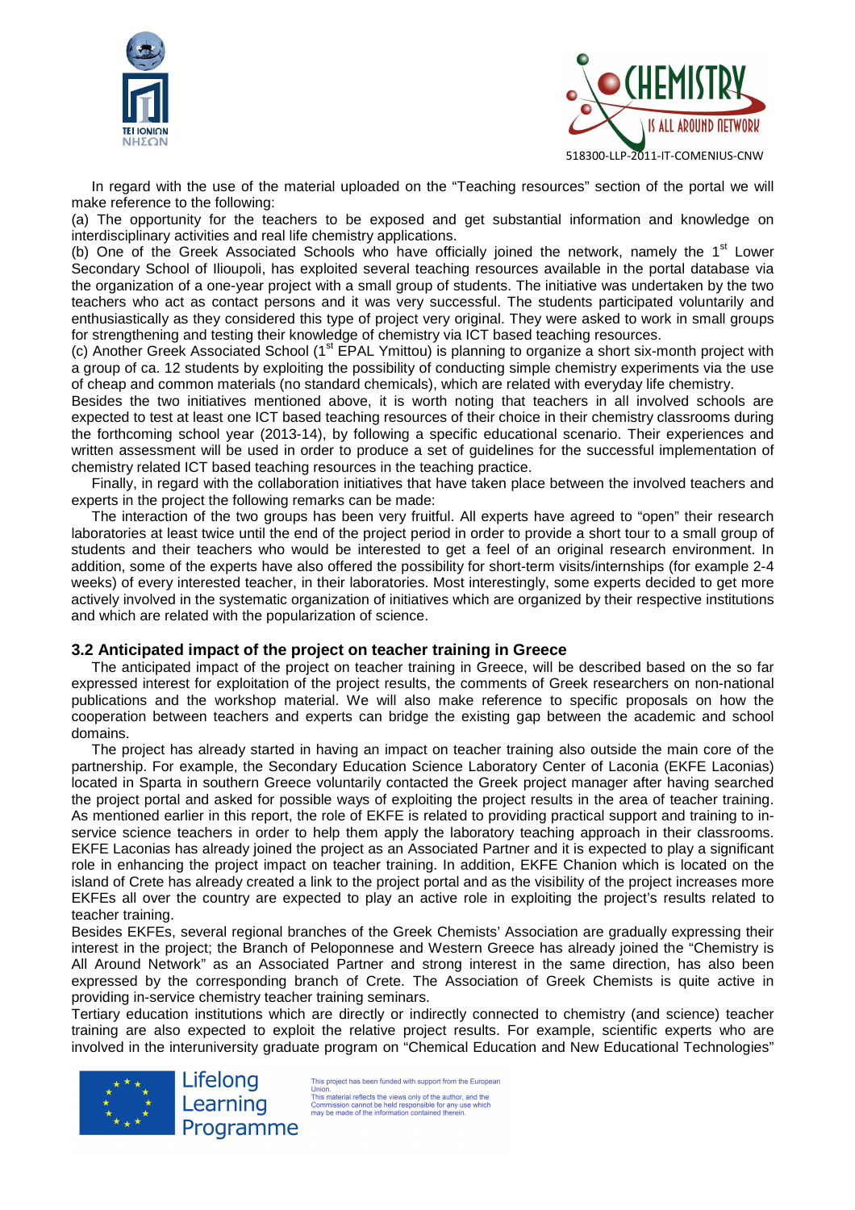In regard with the use of the material uploaded on the "Teaching resources" section of the portal we will make reference to the following:

(a) The opportunity for the teachers to be exposed and get substantial information and knowledge on interdisciplinary activities and real life chemistry applications.

(b) One of the Greek Associated Schools who have officially joined the network, namely the 1st Lower Secondary School of Ilioupoli, has exploited several teaching resources available in the portal database via the organization of a one-year project with a small group of students. The initiative was undertaken by the two teachers who act as contact persons and it was very successful. The students participated voluntarily and enthusiastically as they considered this type of project very original. They were asked to work in small groups for strengthening and testing their knowledge of chemistry via ICT based teaching resources.

(c) Another Greek Associated School (1st EPAL Ymittou) is planning to organize a short six-month project with a group of ca. 12 students by exploiting the possibility of conducting simple chemistry experiments via the use of cheap and common materials (no standard chemicals), which are related with everyday life chemistry.

Besides the two initiatives mentioned above, it is worth noting that teachers in all involved schools are expected to test at least one ICT based teaching resources of their choice in their chemistry classrooms during the forthcoming school year (2013-14), by following a specific educational scenario. Their experiences and written assessment will be used in order to produce a set of guidelines for the successful implementation of chemistry related ICT based teaching resources in the teaching practice.

Finally, in regard with the collaboration initiatives that have taken place between the involved teachers and experts in the project the following remarks can be made:

The interaction of the two groups has been very fruitful. All experts have agreed to "open" their research laboratories at least twice until the end of the project period in order to provide a short tour to a small group of students and their teachers who would be interested to get a feel of an original research environment. In addition, some of the experts have also offered the possibility for short-term visits/internships (for example 2-4 weeks) of every interested teacher, in their laboratories. Most interestingly, some experts decided to get more actively involved in the systematic organization of initiatives which are organized by their respective institutions and which are related with the popularization of science.

### 3.2 Anticipated impact of the project on teacher training in Greece

The anticipated impact of the project on teacher training in Greece, will be described based on the so far expressed interest for exploitation of the project results, the comments of Greek researchers on non-national publications and the workshop material. We will also make reference to specific proposals on how the cooperation between teachers and experts can bridge the existing gap between the academic and school domains.

The project has already started in having an impact on teacher training also outside the main core of the partnership. For example, the Secondary Education Science Laboratory Center of Laconia (EKFE Laconias) located in Sparta in southern Greece voluntarily contacted the Greek project manager after having searched the project portal and asked for possible ways of exploiting the project results in the area of teacher training. As mentioned earlier in this report, the role of EKFE is related to providing practical support and training to in-service science teachers in order to help them apply the laboratory teaching approach in their classrooms. EKFE Laconias has already joined the project as an Associated Partner and it is expected to play a significant role in enhancing the project impact on teacher training. In addition, EKFE Chanion which is located on the island of Crete has already created a link to the project portal and as the visibility of the project increases more EKFEs all over the country are expected to play an active role in exploiting the project's results related to teacher training.

Besides EKFEs, several regional branches of the Greek Chemists' Association are gradually expressing their interest in the project; the Branch of Peloponnese and Western Greece has already joined the "Chemistry is All Around Network" as an Associated Partner and strong interest in the same direction, has also been expressed by the corresponding branch of Crete. The Association of Greek Chemists is quite active in providing in-service chemistry teacher training seminars.

Tertiary education institutions which are directly or indirectly connected to chemistry (and science) teacher training are also expected to exploit the relative project results. For example, scientific experts who are involved in the interuniversity graduate program on "Chemical Education and New Educational Technologies"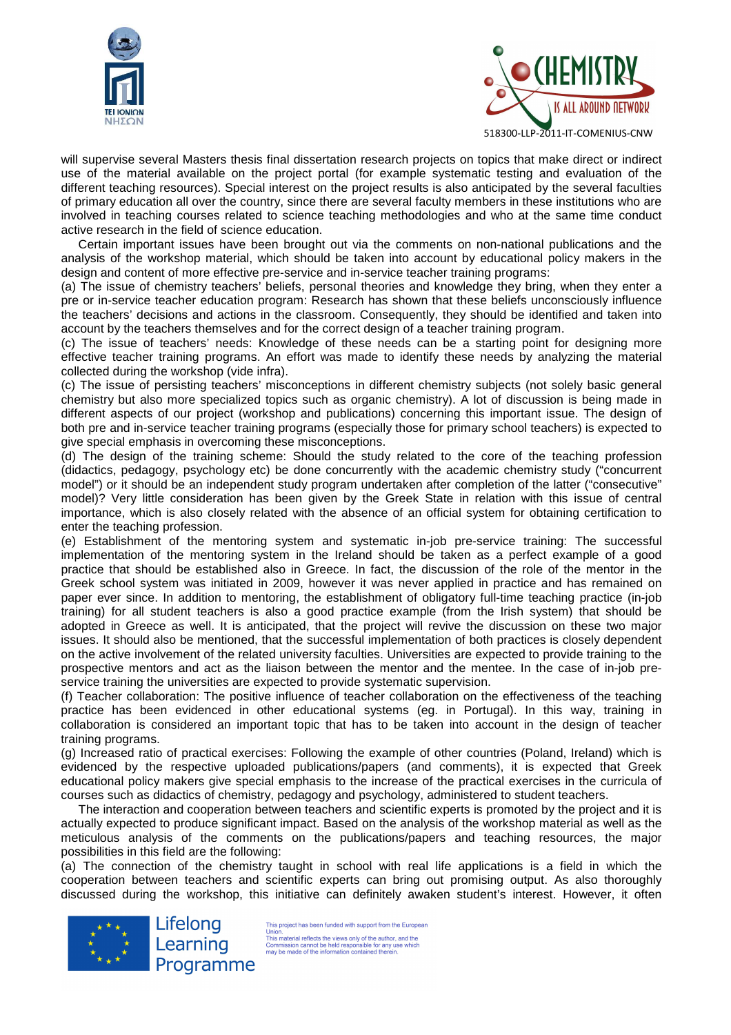will supervise several Masters thesis final dissertation research projects on topics that make direct or indirect use of the material available on the project portal (for example systematic testing and evaluation of the different teaching resources). Special interest on the project results is also anticipated by the several faculties of primary education all over the country, since there are several faculty members in these institutions who are involved in teaching courses related to science teaching methodologies and who at the same time conduct active research in the field of science education.

Certain important issues have been brought out via the comments on non-national publications and the analysis of the workshop material, which should be taken into account by educational policy makers in the design and content of more effective pre-service and in-service teacher training programs:

(a) The issue of chemistry teachers' beliefs, personal theories and knowledge they bring, when they enter a pre or in-service teacher education program: Research has shown that these beliefs unconsciously influence the teachers' decisions and actions in the classroom. Consequently, they should be identified and taken into account by the teachers themselves and for the correct design of a teacher training program.

(c) The issue of teachers' needs: Knowledge of these needs can be a starting point for designing more effective teacher training programs. An effort was made to identify these needs by analyzing the material collected during the workshop (vide infra).

(c) The issue of persisting teachers' misconceptions in different chemistry subjects (not solely basic general chemistry but also more specialized topics such as organic chemistry). A lot of discussion is being made in different aspects of our project (workshop and publications) concerning this important issue. The design of both pre and in-service teacher training programs (especially those for primary school teachers) is expected to give special emphasis in overcoming these misconceptions.

(d) The design of the training scheme: Should the study related to the core of the teaching profession (didactics, pedagogy, psychology etc) be done concurrently with the academic chemistry study ("concurrent model") or it should be an independent study program undertaken after completion of the latter ("consecutive" model)? Very little consideration has been given by the Greek State in relation with this issue of central importance, which is also closely related with the absence of an official system for obtaining certification to enter the teaching profession.

(e) Establishment of the mentoring system and systematic in-job pre-service training: The successful implementation of the mentoring system in the Ireland should be taken as a perfect example of a good practice that should be established also in Greece. In fact, the discussion of the role of the mentor in the Greek school system was initiated in 2009, however it was never applied in practice and has remained on paper ever since. In addition to mentoring, the establishment of obligatory full-time teaching practice (in-job training) for all student teachers is also a good practice example (from the Irish system) that should be adopted in Greece as well. It is anticipated, that the project will revive the discussion on these two major issues. It should also be mentioned, that the successful implementation of both practices is closely dependent on the active involvement of the related university faculties. Universities are expected to provide training to the prospective mentors and act as the liaison between the mentor and the mentee. In the case of in-job pre-service training the universities are expected to provide systematic supervision.

(f) Teacher collaboration: The positive influence of teacher collaboration on the effectiveness of the teaching practice has been evidenced in other educational systems (eg. in Portugal). In this way, training in collaboration is considered an important topic that has to be taken into account in the design of teacher training programs.

(g) Increased ratio of practical exercises: Following the example of other countries (Poland, Ireland) which is evidenced by the respective uploaded publications/papers (and comments), it is expected that Greek educational policy makers give special emphasis to the increase of the practical exercises in the curricula of courses such as didactics of chemistry, pedagogy and psychology, administered to student teachers.

The interaction and cooperation between teachers and scientific experts is promoted by the project and it is actually expected to produce significant impact. Based on the analysis of the workshop material as well as the meticulous analysis of the comments on the publications/papers and teaching resources, the major possibilities in this field are the following:

(a) The connection of the chemistry taught in school with real life applications is a field in which the cooperation between teachers and scientific experts can bring out promising output. As also thoroughly discussed during the workshop, this initiative can definitely awaken student's interest. However, it often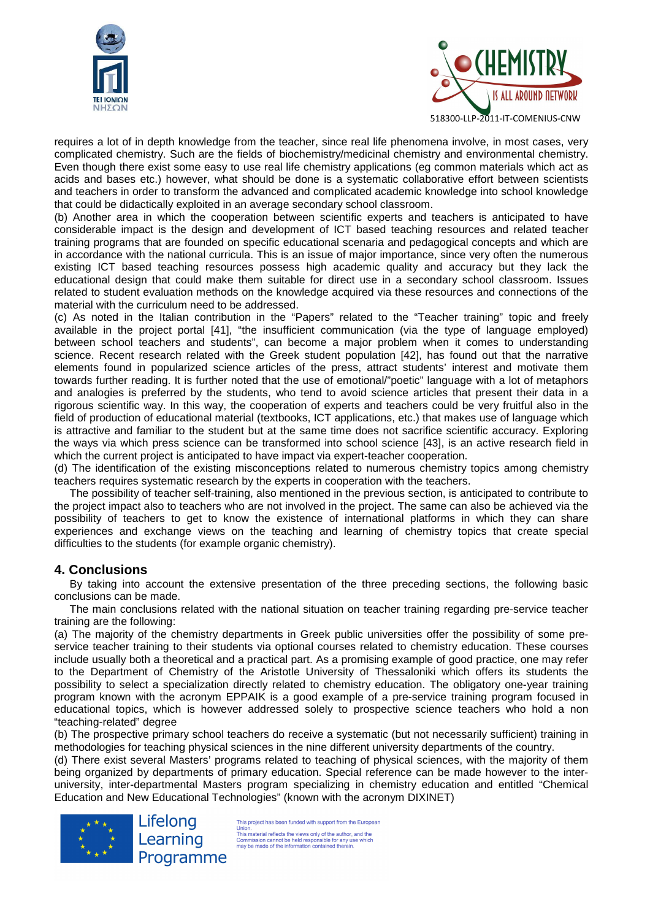requires a lot of in depth knowledge from the teacher, since real life phenomena involve, in most cases, very complicated chemistry. Such are the fields of biochemistry/medicinal chemistry and environmental chemistry. Even though there exist some easy to use real life chemistry applications (eg common materials which act as acids and bases etc.) however, what should be done is a systematic collaborative effort between scientists and teachers in order to transform the advanced and complicated academic knowledge into school knowledge that could be didactically exploited in an average secondary school classroom.

(b) Another area in which the cooperation between scientific experts and teachers is anticipated to have considerable impact is the design and development of ICT based teaching resources and related teacher training programs that are founded on specific educational scenaria and pedagogical concepts and which are in accordance with the national curricula. This is an issue of major importance, since very often the numerous existing ICT based teaching resources possess high academic quality and accuracy but they lack the educational design that could make them suitable for direct use in a secondary school classroom. Issues related to student evaluation methods on the knowledge acquired via these resources and connections of the material with the curriculum need to be addressed.

(c) As noted in the Italian contribution in the "Papers" related to the "Teacher training" topic and freely available in the project portal [41], "the insufficient communication (via the type of language employed) between school teachers and students", can become a major problem when it comes to understanding science. Recent research related with the Greek student population [42], has found out that the narrative elements found in popularized science articles of the press, attract students' interest and motivate them towards further reading. It is further noted that the use of emotional/"poetic" language with a lot of metaphors and analogies is preferred by the students, who tend to avoid science articles that present their data in a rigorous scientific way. In this way, the cooperation of experts and teachers could be very fruitful also in the field of production of educational material (textbooks, ICT applications, etc.) that makes use of language which is attractive and familiar to the student but at the same time does not sacrifice scientific accuracy. Exploring the ways via which press science can be transformed into school science [43], is an active research field in which the current project is anticipated to have impact via expert-teacher cooperation.

(d) The identification of the existing misconceptions related to numerous chemistry topics among chemistry teachers requires systematic research by the experts in cooperation with the teachers.

The possibility of teacher self-training, also mentioned in the previous section, is anticipated to contribute to the project impact also to teachers who are not involved in the project. The same can also be achieved via the possibility of teachers to get to know the existence of international platforms in which they can share experiences and exchange views on the teaching and learning of chemistry topics that create special difficulties to the students (for example organic chemistry).

## 4. Conclusions

By taking into account the extensive presentation of the three preceding sections, the following basic conclusions can be made.

The main conclusions related with the national situation on teacher training regarding pre-service teacher training are the following:

(a) The majority of the chemistry departments in Greek public universities offer the possibility of some pre-service teacher training to their students via optional courses related to chemistry education. These courses include usually both a theoretical and a practical part. As a promising example of good practice, one may refer to the Department of Chemistry of the Aristotle University of Thessaloniki which offers its students the possibility to select a specialization directly related to chemistry education. The obligatory one-year training program known with the acronym EPPAIK is a good example of a pre-service training program focused in educational topics, which is however addressed solely to prospective science teachers who hold a non "teaching-related" degree

(b) The prospective primary school teachers do receive a systematic (but not necessarily sufficient) training in methodologies for teaching physical sciences in the nine different university departments of the country.

(d) There exist several Masters' programs related to teaching of physical sciences, with the majority of them being organized by departments of primary education. Special reference can be made however to the inter-university, inter-departmental Masters program specializing in chemistry education and entitled "Chemical Education and New Educational Technologies" (known with the acronym DIXINET)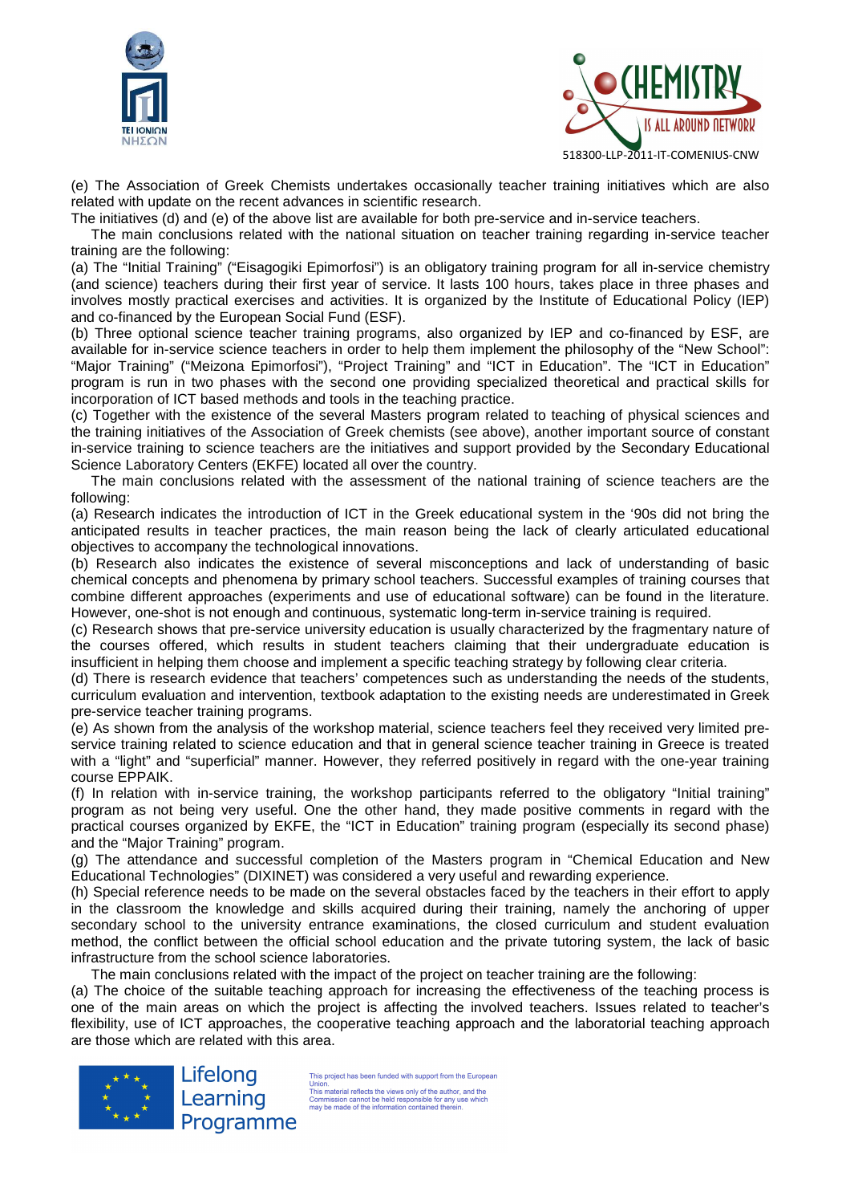(e) The Association of Greek Chemists undertakes occasionally teacher training initiatives which are also related with update on the recent advances in scientific research.

The initiatives (d) and (e) of the above list are available for both pre-service and in-service teachers.

The main conclusions related with the national situation on teacher training regarding in-service teacher training are the following:

(a) The "Initial Training" ("Eisagogiki Epimorfosi") is an obligatory training program for all in-service chemistry (and science) teachers during their first year of service. It lasts 100 hours, takes place in three phases and involves mostly practical exercises and activities. It is organized by the Institute of Educational Policy (IEP) and co-financed by the European Social Fund (ESF).

(b) Three optional science teacher training programs, also organized by IEP and co-financed by ESF, are available for in-service science teachers in order to help them implement the philosophy of the "New School": "Major Training" ("Meizona Epimorfosi"), "Project Training" and "ICT in Education". The "ICT in Education" program is run in two phases with the second one providing specialized theoretical and practical skills for incorporation of ICT based methods and tools in the teaching practice.

(c) Together with the existence of the several Masters program related to teaching of physical sciences and the training initiatives of the Association of Greek chemists (see above), another important source of constant in-service training to science teachers are the initiatives and support provided by the Secondary Educational Science Laboratory Centers (EKFE) located all over the country.

The main conclusions related with the assessment of the national training of science teachers are the following:

(a) Research indicates the introduction of ICT in the Greek educational system in the '90s did not bring the anticipated results in teacher practices, the main reason being the lack of clearly articulated educational objectives to accompany the technological innovations.

(b) Research also indicates the existence of several misconceptions and lack of understanding of basic chemical concepts and phenomena by primary school teachers. Successful examples of training courses that combine different approaches (experiments and use of educational software) can be found in the literature. However, one-shot is not enough and continuous, systematic long-term in-service training is required.

(c) Research shows that pre-service university education is usually characterized by the fragmentary nature of the courses offered, which results in student teachers claiming that their undergraduate education is insufficient in helping them choose and implement a specific teaching strategy by following clear criteria.

(d) There is research evidence that teachers' competences such as understanding the needs of the students, curriculum evaluation and intervention, textbook adaptation to the existing needs are underestimated in Greek pre-service teacher training programs.

(e) As shown from the analysis of the workshop material, science teachers feel they received very limited pre-service training related to science education and that in general science teacher training in Greece is treated with a "light" and "superficial" manner. However, they referred positively in regard with the one-year training course EPPAIK.

(f) In relation with in-service training, the workshop participants referred to the obligatory "Initial training" program as not being very useful. One the other hand, they made positive comments in regard with the practical courses organized by EKFE, the "ICT in Education" training program (especially its second phase) and the "Major Training" program.

(g) The attendance and successful completion of the Masters program in "Chemical Education and New Educational Technologies" (DIXINET) was considered a very useful and rewarding experience.

(h) Special reference needs to be made on the several obstacles faced by the teachers in their effort to apply in the classroom the knowledge and skills acquired during their training, namely the anchoring of upper secondary school to the university entrance examinations, the closed curriculum and student evaluation method, the conflict between the official school education and the private tutoring system, the lack of basic infrastructure from the school science laboratories.

The main conclusions related with the impact of the project on teacher training are the following:

(a) The choice of the suitable teaching approach for increasing the effectiveness of the teaching process is one of the main areas on which the project is affecting the involved teachers. Issues related to teacher's flexibility, use of ICT approaches, the cooperative teaching approach and the laboratorial teaching approach are those which are related with this area.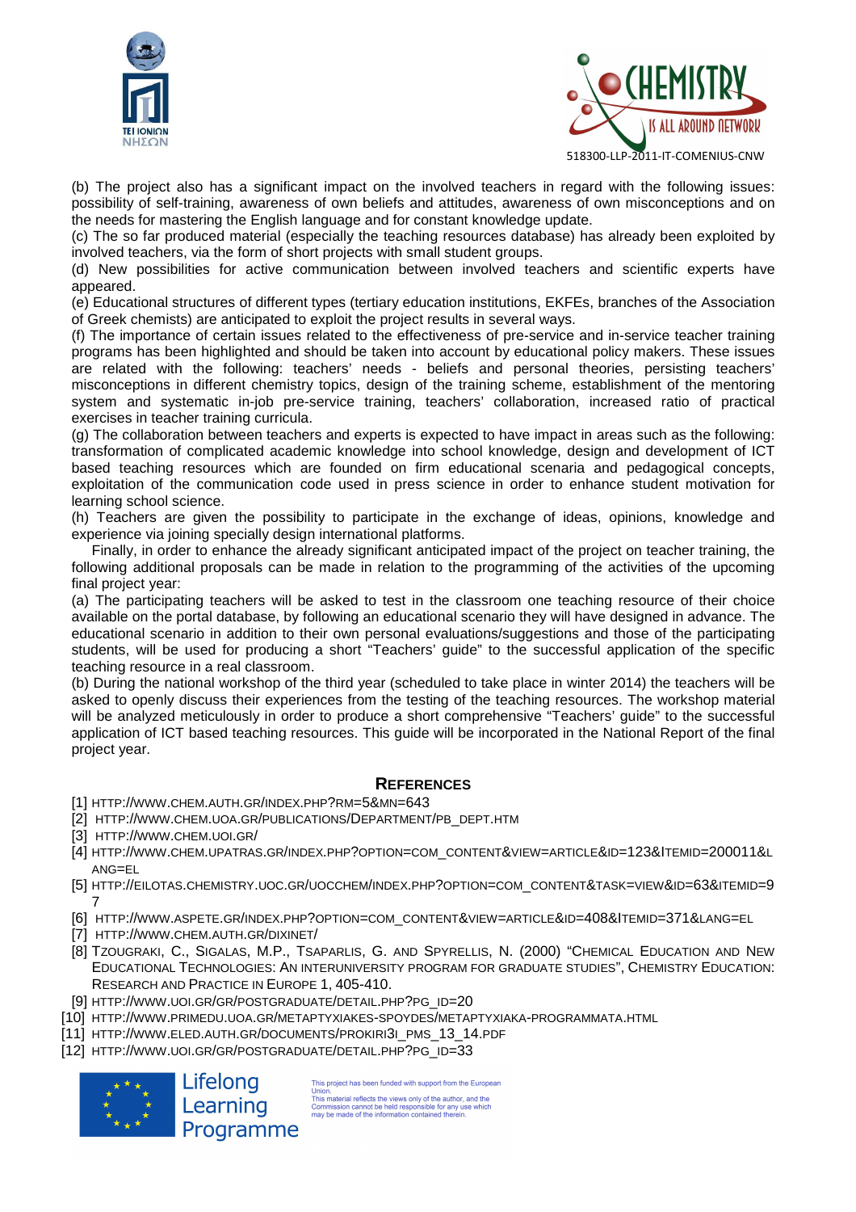(b) The project also has a significant impact on the involved teachers in regard with the following issues: possibility of self-training, awareness of own beliefs and attitudes, awareness of own misconceptions and on the needs for mastering the English language and for constant knowledge update.

(c) The so far produced material (especially the teaching resources database) has already been exploited by involved teachers, via the form of short projects with small student groups.

(d) New possibilities for active communication between involved teachers and scientific experts have appeared.

(e) Educational structures of different types (tertiary education institutions, EKFEs, branches of the Association of Greek chemists) are anticipated to exploit the project results in several ways.

(f) The importance of certain issues related to the effectiveness of pre-service and in-service teacher training programs has been highlighted and should be taken into account by educational policy makers. These issues are related with the following: teachers' needs - beliefs and personal theories, persisting teachers' misconceptions in different chemistry topics, design of the training scheme, establishment of the mentoring system and systematic in-job pre-service training, teachers' collaboration, increased ratio of practical exercises in teacher training curricula.

(g) The collaboration between teachers and experts is expected to have impact in areas such as the following: transformation of complicated academic knowledge into school knowledge, design and development of ICT based teaching resources which are founded on firm educational scenaria and pedagogical concepts, exploitation of the communication code used in press science in order to enhance student motivation for learning school science.

(h) Teachers are given the possibility to participate in the exchange of ideas, opinions, knowledge and experience via joining specially design international platforms.

Finally, in order to enhance the already significant anticipated impact of the project on teacher training, the following additional proposals can be made in relation to the programming of the activities of the upcoming final project year:

(a) The participating teachers will be asked to test in the classroom one teaching resource of their choice available on the portal database, by following an educational scenario they will have designed in advance. The educational scenario in addition to their own personal evaluations/suggestions and those of the participating students, will be used for producing a short "Teachers' guide" to the successful application of the specific teaching resource in a real classroom.

(b) During the national workshop of the third year (scheduled to take place in winter 2014) the teachers will be asked to openly discuss their experiences from the testing of the teaching resources. The workshop material will be analyzed meticulously in order to produce a short comprehensive "Teachers' guide" to the successful application of ICT based teaching resources. This guide will be incorporated in the National Report of the final project year.

## References

[1] http://www.chem.auth.gr/index.php?rm=5&mn=643

[2] http://www.chem.uoa.gr/publications/Department/pb_dept.htm

[3] http://www.chem.uoi.gr/

[4] http://www.chem.upatras.gr/index.php?option=com_content&view=article&id=123&Itemid=200011&lang=el

[5] http://eilotas.chemistry.uoc.gr/uocchem/index.php?option=com_content&task=view&id=63&Itemid=97

[6] http://www.aspete.gr/index.php?option=com_content&view=article&id=408&Itemid=371&lang=el

[7] http://www.chem.auth.gr/dixinet/

[8] Tzougraki, C., Sigalas, M.P., Tsaparlis, G. and Spyrellis, N. (2000) "Chemical Education and New Educational Technologies: An interuniversity program for graduate studies", Chemistry Education: Research and Practice in Europe 1, 405-410.

[9] http://www.uoi.gr/gr/postgraduate/detail.php?pg_id=20

[10] http://www.primedu.uoa.gr/metaptyxiakes-spoydes/metaptyxiaka-programmata.html

[11] http://www.eled.auth.gr/documents/prokiri3i_pms_13_14.pdf

[12] http://www.uoi.gr/gr/postgraduate/detail.php?pg_id=33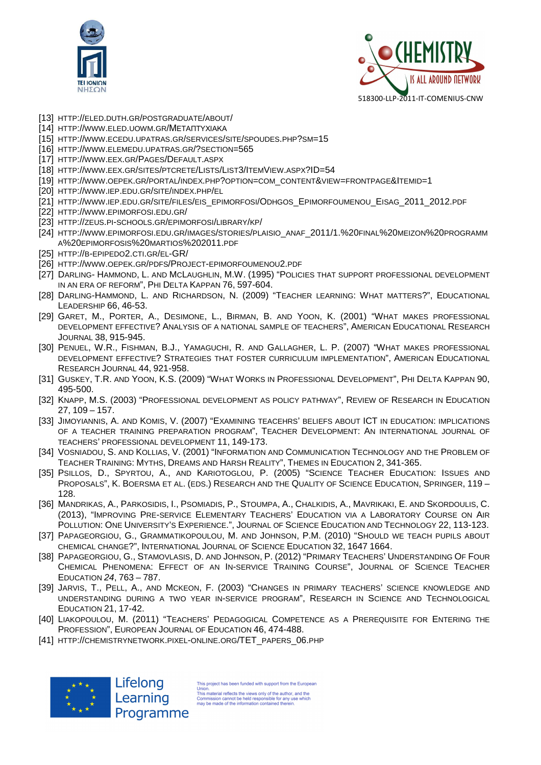[13] HTTP://ELED.DUTH.GR/POSTGRADUATE/ABOUT/

[14] HTTP://WWW.ELED.UOWM.GR/METAΠTYXIAKA

[15] HTTP://WWW.ECEDU.UPATRAS.GR/SERVICES/SITE/SPOUDES.PHP?SM=15

[16] HTTP://WWW.ELEMEDU.UPATRAS.GR/?SECTION=565

[17] HTTP://WWW.EEX.GR/PAGES/DEFAULT.ASPX

[18] HTTP://WWW.EEX.GR/SITES/PTCRETE/LISTS/LIST3/ITEMVIEW.ASPX?ID=54

[19] HTTP://WWW.OEPEK.GR/PORTAL/INDEX.PHP?OPTION=COM_CONTENT&VIEW=FRONTPAGE&ITEMID=1

[20] HTTP://WWW.IEP.EDU.GR/SITE/INDEX.PHP/EL

[21] HTTP://WWW.IEP.EDU.GR/SITE/FILES/EIS_EPIMORFOSI/ODHGOS_EPIMORFOUMENOU_EISAG_2011_2012.PDF

[22] HTTP://WWW.EPIMORFOSI.EDU.GR/

[23] HTTP://ZEUS.PI-SCHOOLS.GR/EPIMORFOSI/LIBRARY/KP/

[24] HTTP://WWW.EPIMORFOSI.EDU.GR/IMAGES/STORIES/PLAISIO_ANAF_2011/1.%20FINAL%20MEIZON%20PROGRAMMA%20EPIMORFOSIS%20MARTIOS%202011.PDF

[25] HTTP://B-EPIPEDO2.CTI.GR/EL-GR/

[26] HTTP://WWW.OEPEK.GR/PDFS/PROJECT-EPIMORFOUMENOU2.PDF

[27] DARLING- HAMMOND, L. AND MCLAUGHLIN, M.W. (1995) "POLICIES THAT SUPPORT PROFESSIONAL DEVELOPMENT IN AN ERA OF REFORM", PHI DELTA KAPPAN 76, 597-604.

[28] DARLING-HAMMOND, L. AND RICHARDSON, N. (2009) "TEACHER LEARNING: WHAT MATTERS?", EDUCATIONAL LEADERSHIP 66, 46-53.

[29] GARET, M., PORTER, A., DESIMONE, L., BIRMAN, B. AND YOON, K. (2001) "WHAT MAKES PROFESSIONAL DEVELOPMENT EFFECTIVE? ANALYSIS OF A NATIONAL SAMPLE OF TEACHERS", AMERICAN EDUCATIONAL RESEARCH JOURNAL 38, 915-945.

[30] PENUEL, W.R., FISHMAN, B.J., YAMAGUCHI, R. AND GALLAGHER, L. P. (2007) "WHAT MAKES PROFESSIONAL DEVELOPMENT EFFECTIVE? STRATEGIES THAT FOSTER CURRICULUM IMPLEMENTATION", AMERICAN EDUCATIONAL RESEARCH JOURNAL 44, 921-958.

[31] GUSKEY, T.R. AND YOON, K.S. (2009) "WHAT WORKS IN PROFESSIONAL DEVELOPMENT", PHI DELTA KAPPAN 90, 495-500.

[32] KNAPP, M.S. (2003) "PROFESSIONAL DEVELOPMENT AS POLICY PATHWAY", REVIEW OF RESEARCH IN EDUCATION 27, 109 – 157.

[33] JIMOYIANNIS, A. AND KOMIS, V. (2007) "EXAMINING TEACEHRS' BELIEFS ABOUT ICT IN EDUCATION: IMPLICATIONS OF A TEACHER TRAINING PREPARATION PROGRAM", TEACHER DEVELOPMENT: AN INTERNATIONAL JOURNAL OF TEACHERS' PROFESSIONAL DEVELOPMENT 11, 149-173.

[34] VOSNIADOU, S. AND KOLLIAS, V. (2001) "INFORMATION AND COMMUNICATION TECHNOLOGY AND THE PROBLEM OF TEACHER TRAINING: MYTHS, DREAMS AND HARSH REALITY", THEMES IN EDUCATION 2, 341-365.

[35] PSILLOS, D., SPYRTOU, A., AND KARIOTOGLOU, P. (2005) "SCIENCE TEACHER EDUCATION: ISSUES AND PROPOSALS", K. BOERSMA ET AL. (EDS.) RESEARCH AND THE QUALITY OF SCIENCE EDUCATION, SPRINGER, 119 – 128.

[36] MANDRIKAS, A., PARKOSIDIS, I., PSOMIADIS, P., STOUMPA, A., CHALKIDIS, A., MAVRIKAKI, E. AND SKORDOULIS, C. (2013), "IMPROVING PRE-SERVICE ELEMENTARY TEACHERS' EDUCATION VIA A LABORATORY COURSE ON AIR POLLUTION: ONE UNIVERSITY'S EXPERIENCE.", JOURNAL OF SCIENCE EDUCATION AND TECHNOLOGY 22, 113-123.

[37] PAPAGEORGIOU, G., GRAMMATIKOPOULOU, M. AND JOHNSON, P.M. (2010) "SHOULD WE TEACH PUPILS ABOUT CHEMICAL CHANGE?", INTERNATIONAL JOURNAL OF SCIENCE EDUCATION 32, 1647 1664.

[38] PAPAGEORGIOU, G., STAMOVLASIS, D. AND JOHNSON, P. (2012) "PRIMARY TEACHERS' UNDERSTANDING OF FOUR CHEMICAL PHENOMENA: EFFECT OF AN IN-SERVICE TRAINING COURSE", JOURNAL OF SCIENCE TEACHER EDUCATION *24*, 763 – 787.

[39] JARVIS, T., PELL, A., AND MCKEON, F. (2003) "CHANGES IN PRIMARY TEACHERS' SCIENCE KNOWLEDGE AND UNDERSTANDING DURING A TWO YEAR IN-SERVICE PROGRAM", RESEARCH IN SCIENCE AND TECHNOLOGICAL EDUCATION 21, 17-42.

[40] LIAKOPOULOU, M. (2011) "TEACHERS' PEDAGOGICAL COMPETENCE AS A PREREQUISITE FOR ENTERING THE PROFESSION", EUROPEAN JOURNAL OF EDUCATION 46, 474-488.

[41] HTTP://CHEMISTRYNETWORK.PIXEL-ONLINE.ORG/TET_PAPERS_06.PHP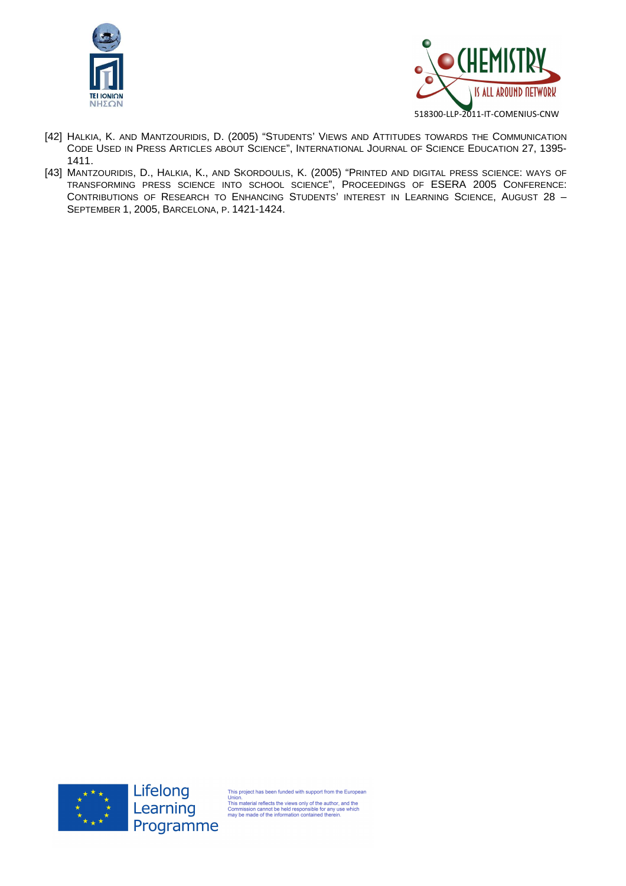[42] Halkia, K. and Mantzouridis, D. (2005) "Students' Views and Attitudes towards the Communication Code Used in Press Articles about Science", International Journal of Science Education 27, 1395-1411.

[43] Mantzouridis, D., Halkia, K., and Skordoulis, K. (2005) "Printed and digital press science: ways of transforming press science into school science", Proceedings of ESERA 2005 Conference: Contributions of Research to Enhancing Students' interest in Learning Science, August 28 – September 1, 2005, Barcelona, p. 1421-1424.